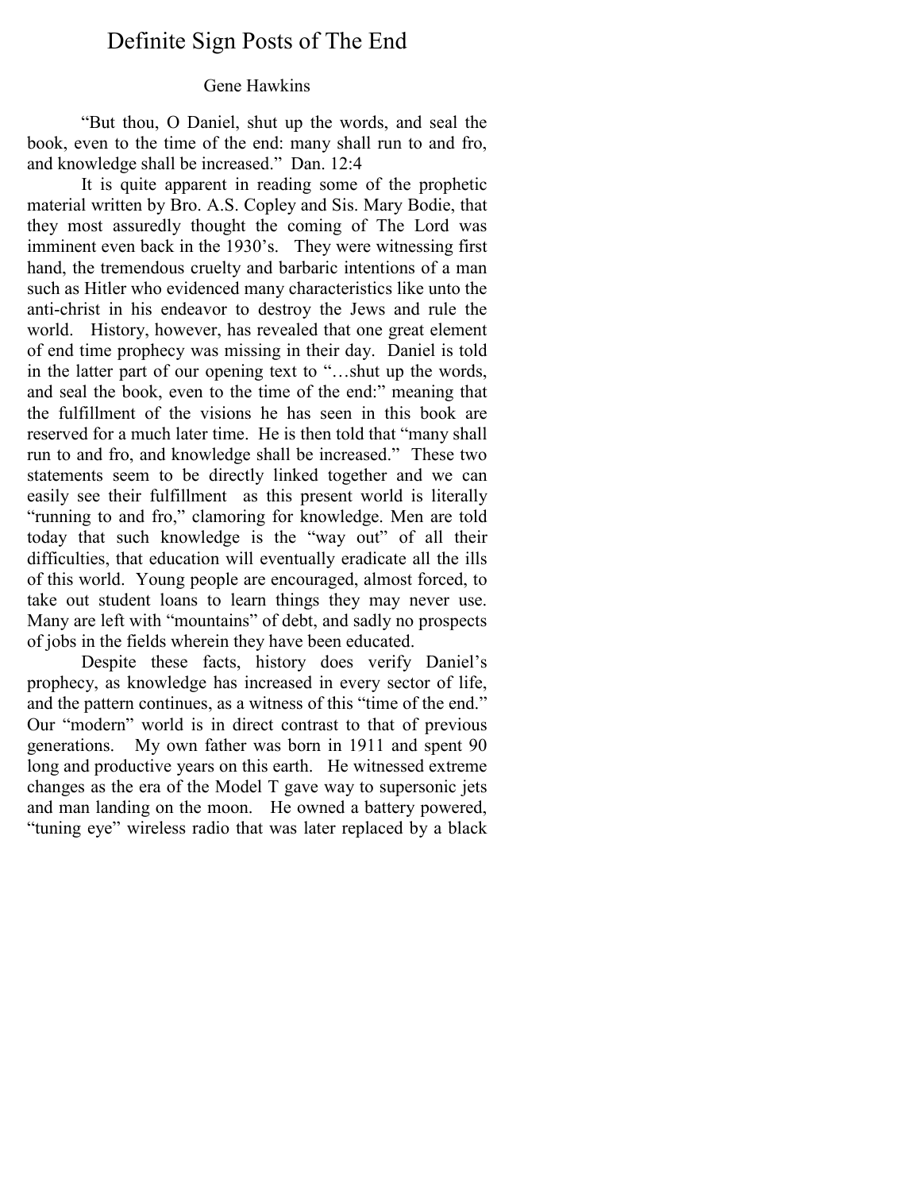# Definite Sign Posts of The End

Gene Hawkins

"But thou, O Daniel, shut up the words, and seal the book, even to the time of the end: many shall run to and fro, and knowledge shall be increased." Dan. 12:4

It is quite apparent in reading some of the prophetic material written by Bro. A.S. Copley and Sis. Mary Bodie, that they most assuredly thought the coming of The Lord was imminent even back in the 1930's. They were witnessing first hand, the tremendous cruelty and barbaric intentions of a man such as Hitler who evidenced many characteristics like unto the anti-christ in his endeavor to destroy the Jews and rule the world. History, however, has revealed that one great element of end time prophecy was missing in their day. Daniel is told in the latter part of our opening text to "…shut up the words, and seal the book, even to the time of the end:" meaning that the fulfillment of the visions he has seen in this book are reserved for a much later time. He is then told that "many shall run to and fro, and knowledge shall be increased." These two statements seem to be directly linked together and we can easily see their fulfillment as this present world is literally "running to and fro," clamoring for knowledge. Men are told today that such knowledge is the "way out" of all their difficulties, that education will eventually eradicate all the ills of this world. Young people are encouraged, almost forced, to take out student loans to learn things they may never use. Many are left with "mountains" of debt, and sadly no prospects of jobs in the fields wherein they have been educated.

Despite these facts, history does verify Daniel's prophecy, as knowledge has increased in every sector of life, and the pattern continues, as a witness of this "time of the end." Our "modern" world is in direct contrast to that of previous generations. My own father was born in 1911 and spent 90 long and productive years on this earth. He witnessed extreme changes as the era of the Model T gave way to supersonic jets and man landing on the moon. He owned a battery powered, "tuning eye" wireless radio that was later replaced by a black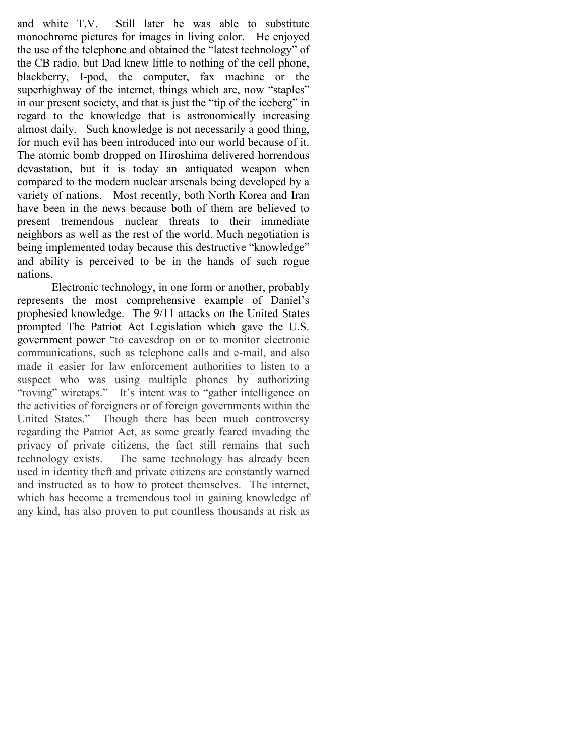and white T.V. Still later he was able to substitute monochrome pictures for images in living color. He enjoyed the use of the telephone and obtained the "latest technology" of the CB radio, but Dad knew little to nothing of the cell phone, blackberry, I-pod, the computer, fax machine or the superhighway of the internet, things which are, now "staples" in our present society, and that is just the "tip of the iceberg" in regard to the knowledge that is astronomically increasing almost daily. Such knowledge is not necessarily a good thing, for much evil has been introduced into our world because of it. The atomic bomb dropped on Hiroshima delivered horrendous devastation, but it is today an antiquated weapon when compared to the modern nuclear arsenals being developed by a variety of nations. Most recently, both North Korea and Iran have been in the news because both of them are believed to present tremendous nuclear threats to their immediate neighbors as well as the rest of the world. Much negotiation is being implemented today because this destructive "knowledge" and ability is perceived to be in the hands of such rogue nations.

Electronic technology, in one form or another, probably represents the most comprehensive example of Daniel's prophesied knowledge. The 9/11 attacks on the United States prompted The Patriot Act Legislation which gave the U.S. government power "to eavesdrop on or to monitor electronic communications, such as telephone calls and e-mail, and also made it easier for law enforcement authorities to listen to a suspect who was using multiple phones by authorizing "roving" wiretaps." It's intent was to "gather intelligence on the activities of foreigners or of foreign governments within the United States." Though there has been much controversy regarding the Patriot Act, as some greatly feared invading the privacy of private citizens, the fact still remains that such technology exists. The same technology has already been used in identity theft and private citizens are constantly warned and instructed as to how to protect themselves. The internet, which has become a tremendous tool in gaining knowledge of any kind, has also proven to put countless thousands at risk as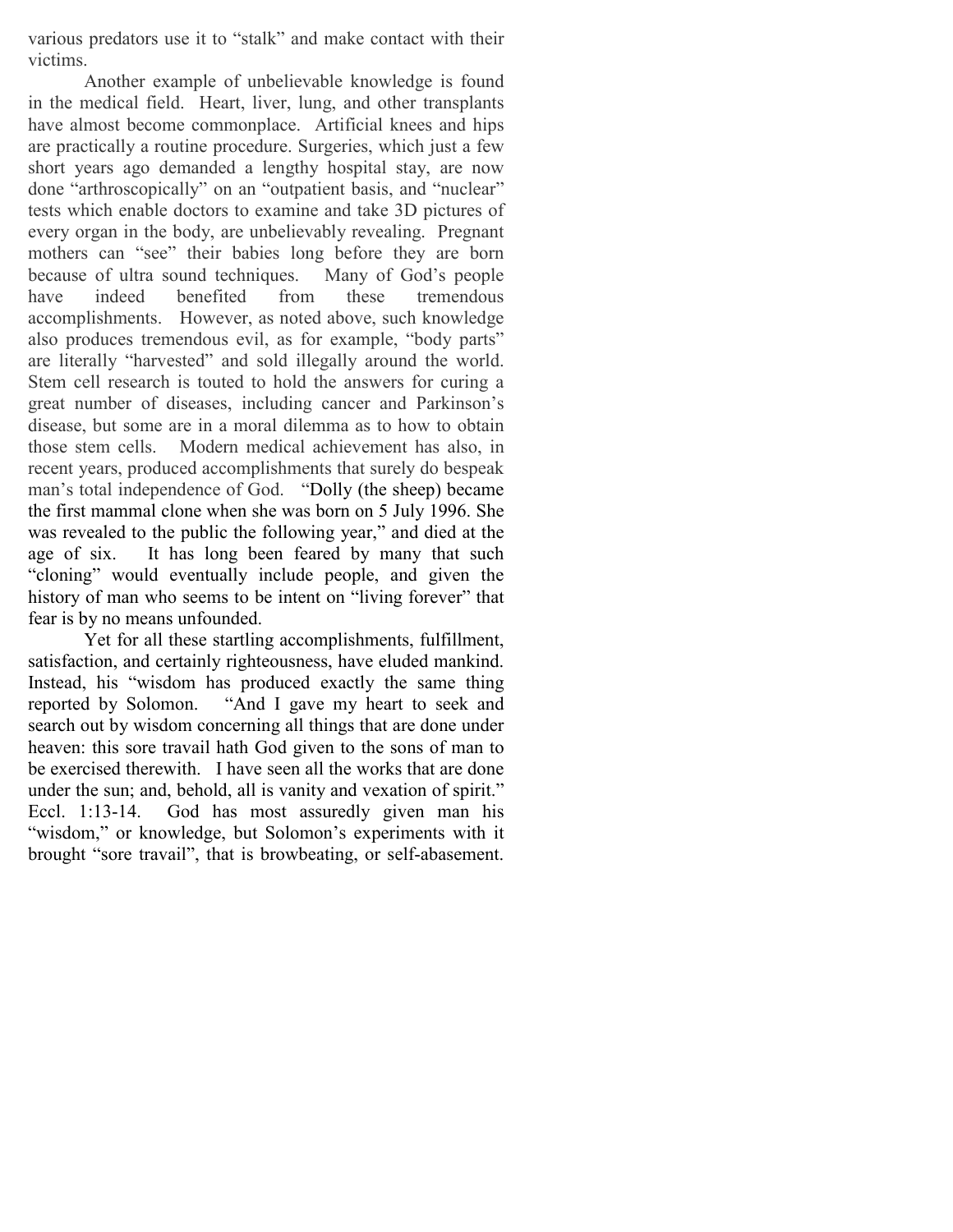various predators use it to "stalk" and make contact with their victims.

Another example of unbelievable knowledge is found in the medical field. Heart, liver, lung, and other transplants have almost become commonplace. Artificial knees and hips are practically a routine procedure. Surgeries, which just a few short years ago demanded a lengthy hospital stay, are now done "arthroscopically" on an "outpatient basis, and "nuclear" tests which enable doctors to examine and take 3D pictures of every organ in the body, are unbelievably revealing. Pregnant mothers can "see" their babies long before they are born because of ultra sound techniques. Many of God's people have indeed benefited from these tremendous accomplishments. However, as noted above, such knowledge also produces tremendous evil, as for example, "body parts" are literally "harvested" and sold illegally around the world. Stem cell research is touted to hold the answers for curing a great number of diseases, including cancer and Parkinson's disease, but some are in a moral dilemma as to how to obtain those stem cells. Modern medical achievement has also, in recent years, produced accomplishments that surely do bespeak man's total independence of God. "Dolly (the sheep) became the first mammal clone when she was born on 5 July 1996. She was revealed to the public the following year," and died at the age of six. It has long been feared by many that such "cloning" would eventually include people, and given the history of man who seems to be intent on "living forever" that fear is by no means unfounded.

Yet for all these startling accomplishments, fulfillment, satisfaction, and certainly righteousness, have eluded mankind. Instead, his "wisdom has produced exactly the same thing reported by Solomon. "And I gave my heart to seek and search out by wisdom concerning all things that are done under heaven: this sore travail hath God given to the sons of man to be exercised therewith. I have seen all the works that are done under the sun; and, behold, all is vanity and vexation of spirit." Eccl. 1:13-14. God has most assuredly given man his "wisdom," or knowledge, but Solomon's experiments with it brought "sore travail", that is browbeating, or self-abasement.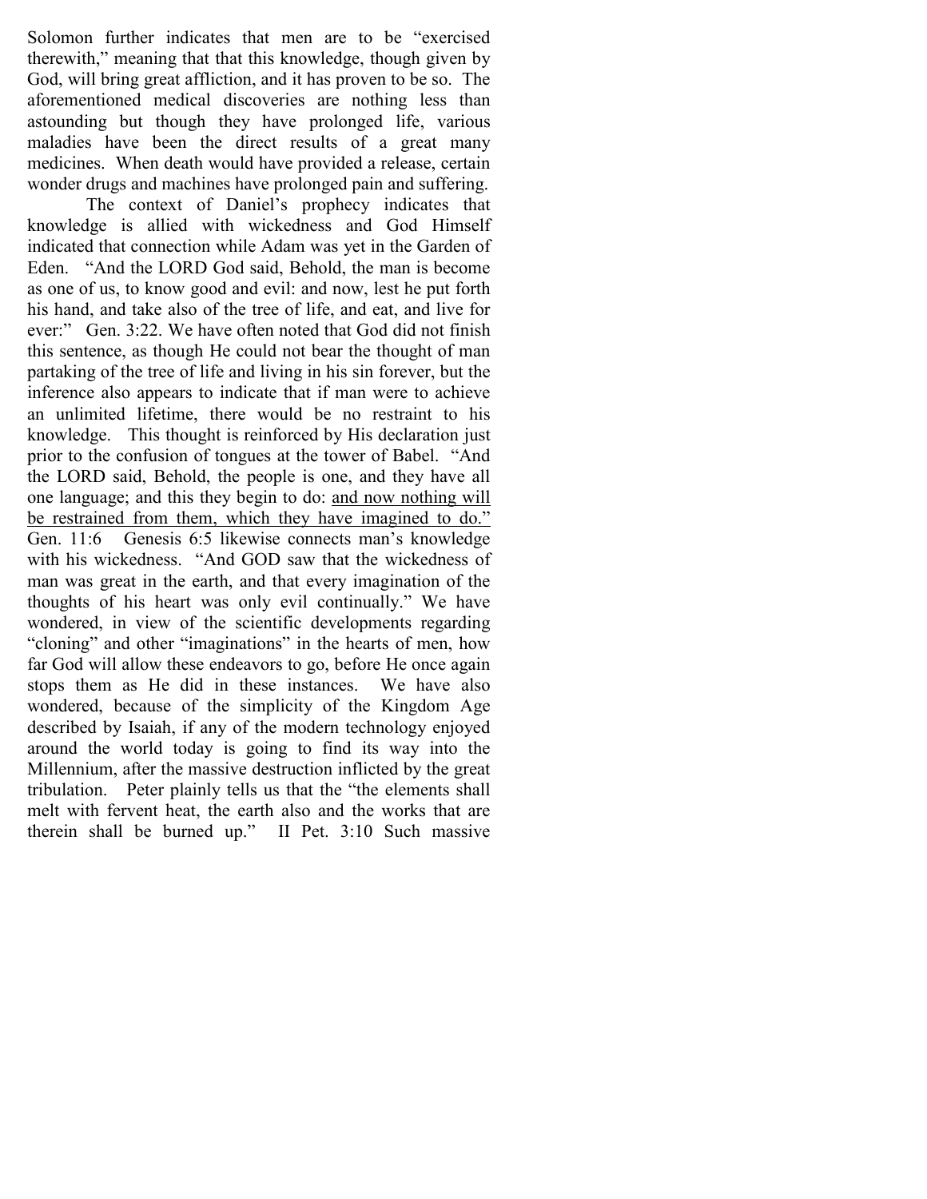Solomon further indicates that men are to be "exercised therewith," meaning that that this knowledge, though given by God, will bring great affliction, and it has proven to be so. The aforementioned medical discoveries are nothing less than astounding but though they have prolonged life, various maladies have been the direct results of a great many medicines. When death would have provided a release, certain wonder drugs and machines have prolonged pain and suffering.

The context of Daniel's prophecy indicates that knowledge is allied with wickedness and God Himself indicated that connection while Adam was yet in the Garden of Eden. "And the LORD God said, Behold, the man is become as one of us, to know good and evil: and now, lest he put forth his hand, and take also of the tree of life, and eat, and live for ever:" Gen. 3:22. We have often noted that God did not finish this sentence, as though He could not bear the thought of man partaking of the tree of life and living in his sin forever, but the inference also appears to indicate that if man were to achieve an unlimited lifetime, there would be no restraint to his knowledge. This thought is reinforced by His declaration just prior to the confusion of tongues at the tower of Babel. "And the LORD said, Behold, the people is one, and they have all one language; and this they begin to do: <u>and now nothing will be restrained from them, which they have imagined to do."</u> Gen. 11:6 Genesis 6:5 likewise connects man's knowledge with his wickedness. "And GOD saw that the wickedness of man was great in the earth, and that every imagination of the thoughts of his heart was only evil continually." We have wondered, in view of the scientific developments regarding "cloning" and other "imaginations" in the hearts of men, how far God will allow these endeavors to go, before He once again stops them as He did in these instances. We have also wondered, because of the simplicity of the Kingdom Age described by Isaiah, if any of the modern technology enjoyed around the world today is going to find its way into the Millennium, after the massive destruction inflicted by the great tribulation. Peter plainly tells us that the "the elements shall melt with fervent heat, the earth also and the works that are therein shall be burned up." II Pet. 3:10 Such massive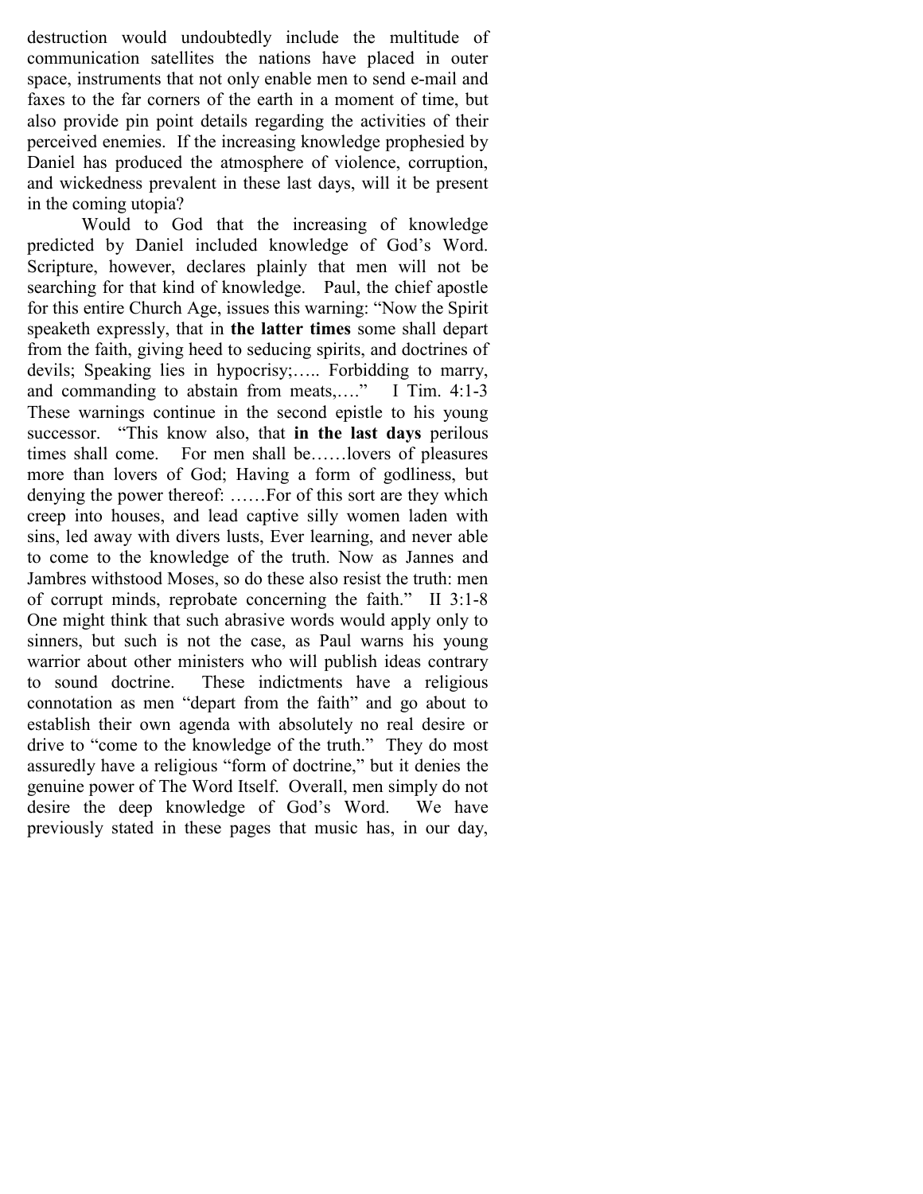destruction would undoubtedly include the multitude of communication satellites the nations have placed in outer space, instruments that not only enable men to send e-mail and faxes to the far corners of the earth in a moment of time, but also provide pin point details regarding the activities of their perceived enemies. If the increasing knowledge prophesied by Daniel has produced the atmosphere of violence, corruption, and wickedness prevalent in these last days, will it be present in the coming utopia?

Would to God that the increasing of knowledge predicted by Daniel included knowledge of God's Word. Scripture, however, declares plainly that men will not be searching for that kind of knowledge. Paul, the chief apostle for this entire Church Age, issues this warning: "Now the Spirit speaketh expressly, that in **the latter times** some shall depart from the faith, giving heed to seducing spirits, and doctrines of devils; Speaking lies in hypocrisy;….. Forbidding to marry, and commanding to abstain from meats,…." I Tim. 4:1-3 These warnings continue in the second epistle to his young successor. "This know also, that **in the last days** perilous times shall come. For men shall be……lovers of pleasures more than lovers of God; Having a form of godliness, but denying the power thereof: ……For of this sort are they which creep into houses, and lead captive silly women laden with sins, led away with divers lusts, Ever learning, and never able to come to the knowledge of the truth. Now as Jannes and Jambres withstood Moses, so do these also resist the truth: men of corrupt minds, reprobate concerning the faith." II 3:1-8 One might think that such abrasive words would apply only to sinners, but such is not the case, as Paul warns his young warrior about other ministers who will publish ideas contrary to sound doctrine. These indictments have a religious connotation as men "depart from the faith" and go about to establish their own agenda with absolutely no real desire or drive to "come to the knowledge of the truth." They do most assuredly have a religious "form of doctrine," but it denies the genuine power of The Word Itself. Overall, men simply do not desire the deep knowledge of God's Word. We have previously stated in these pages that music has, in our day,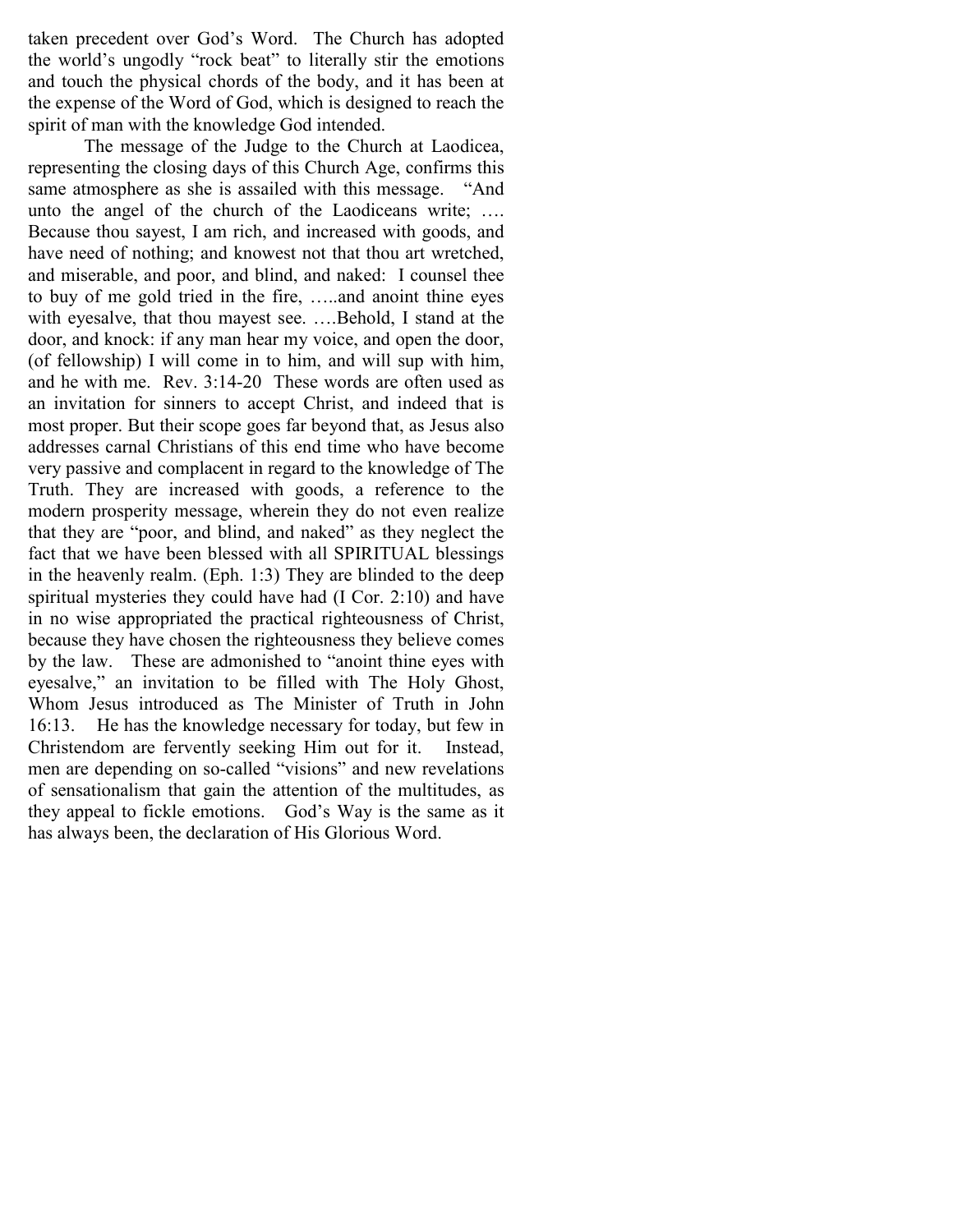taken precedent over God's Word. The Church has adopted the world's ungodly "rock beat" to literally stir the emotions and touch the physical chords of the body, and it has been at the expense of the Word of God, which is designed to reach the spirit of man with the knowledge God intended.

The message of the Judge to the Church at Laodicea, representing the closing days of this Church Age, confirms this same atmosphere as she is assailed with this message. "And unto the angel of the church of the Laodiceans write; …. Because thou sayest, I am rich, and increased with goods, and have need of nothing; and knowest not that thou art wretched, and miserable, and poor, and blind, and naked: I counsel thee to buy of me gold tried in the fire, …..and anoint thine eyes with eyesalve, that thou mayest see. ….Behold, I stand at the door, and knock: if any man hear my voice, and open the door, (of fellowship) I will come in to him, and will sup with him, and he with me. Rev. 3:14-20 These words are often used as an invitation for sinners to accept Christ, and indeed that is most proper. But their scope goes far beyond that, as Jesus also addresses carnal Christians of this end time who have become very passive and complacent in regard to the knowledge of The Truth. They are increased with goods, a reference to the modern prosperity message, wherein they do not even realize that they are "poor, and blind, and naked" as they neglect the fact that we have been blessed with all SPIRITUAL blessings in the heavenly realm. (Eph. 1:3) They are blinded to the deep spiritual mysteries they could have had (I Cor. 2:10) and have in no wise appropriated the practical righteousness of Christ, because they have chosen the righteousness they believe comes by the law. These are admonished to "anoint thine eyes with eyesalve," an invitation to be filled with The Holy Ghost, Whom Jesus introduced as The Minister of Truth in John 16:13. He has the knowledge necessary for today, but few in Christendom are fervently seeking Him out for it. Instead, men are depending on so-called "visions" and new revelations of sensationalism that gain the attention of the multitudes, as they appeal to fickle emotions. God's Way is the same as it has always been, the declaration of His Glorious Word.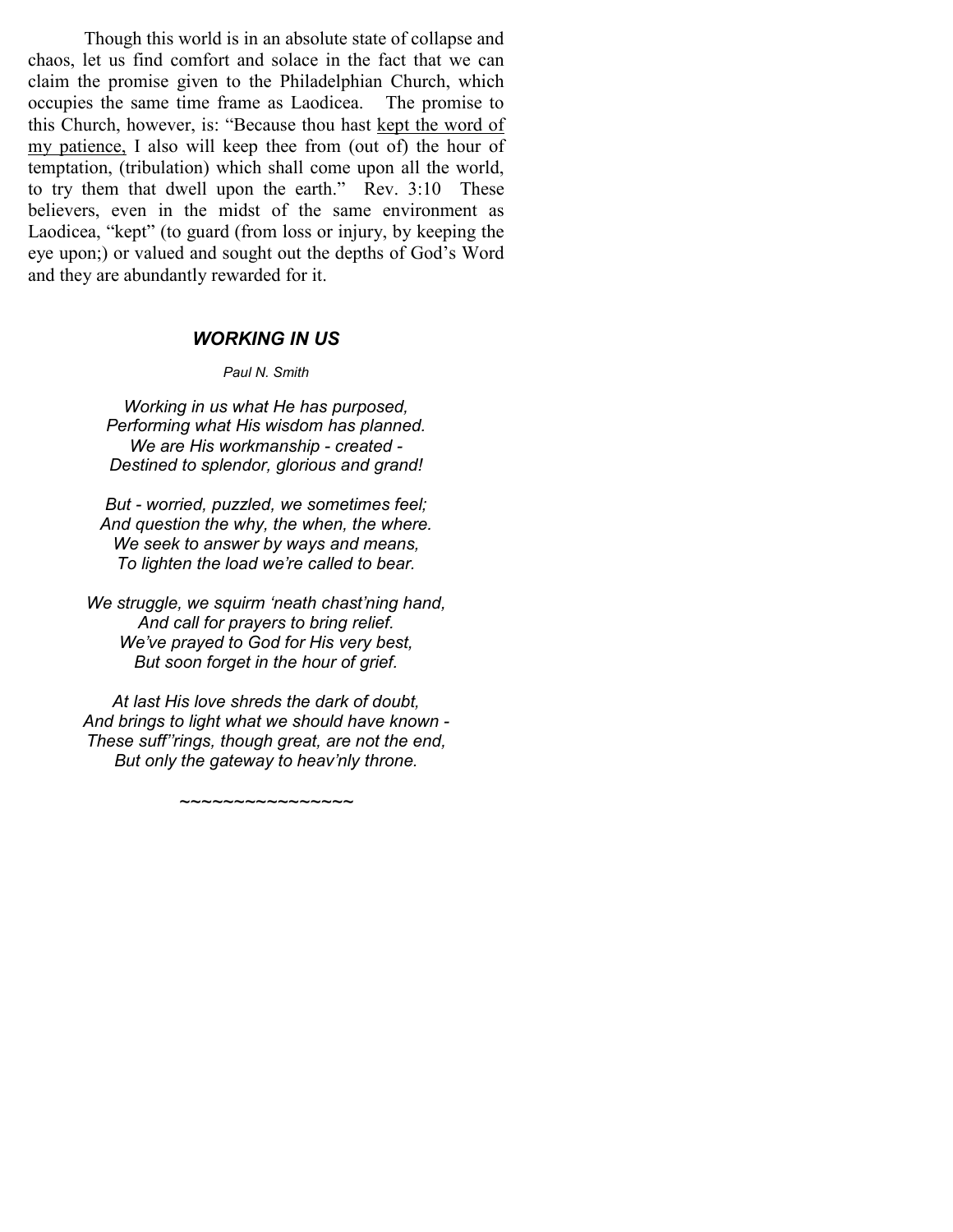Though this world is in an absolute state of collapse and chaos, let us find comfort and solace in the fact that we can claim the promise given to the Philadelphian Church, which occupies the same time frame as Laodicea. The promise to this Church, however, is: "Because thou hast <u>kept the word of my patience,</u> I also will keep thee from (out of) the hour of temptation, (tribulation) which shall come upon all the world, to try them that dwell upon the earth." Rev. 3:10 These believers, even in the midst of the same environment as Laodicea, "kept" (to guard (from loss or injury, by keeping the eye upon;) or valued and sought out the depths of God's Word and they are abundantly rewarded for it.

## *WORKING IN US*

*Paul N. Smith*

*Working in us what He has purposed,*
*Performing what His wisdom has planned.*
*We are His workmanship - created -*
*Destined to splendor, glorious and grand!*

*But - worried, puzzled, we sometimes feel;*
*And question the why, the when, the where.*
*We seek to answer by ways and means,*
*To lighten the load we're called to bear.*

*We struggle, we squirm 'neath chast'ning hand,*
*And call for prayers to bring relief.*
*We've prayed to God for His very best,*
*But soon forget in the hour of grief.*

*At last His love shreds the dark of doubt,*
*And brings to light what we should have known -*
*These suff''rings, though great, are not the end,*
*But only the gateway to heav'nly throne.*

~~~~~~~~~~~~~~~~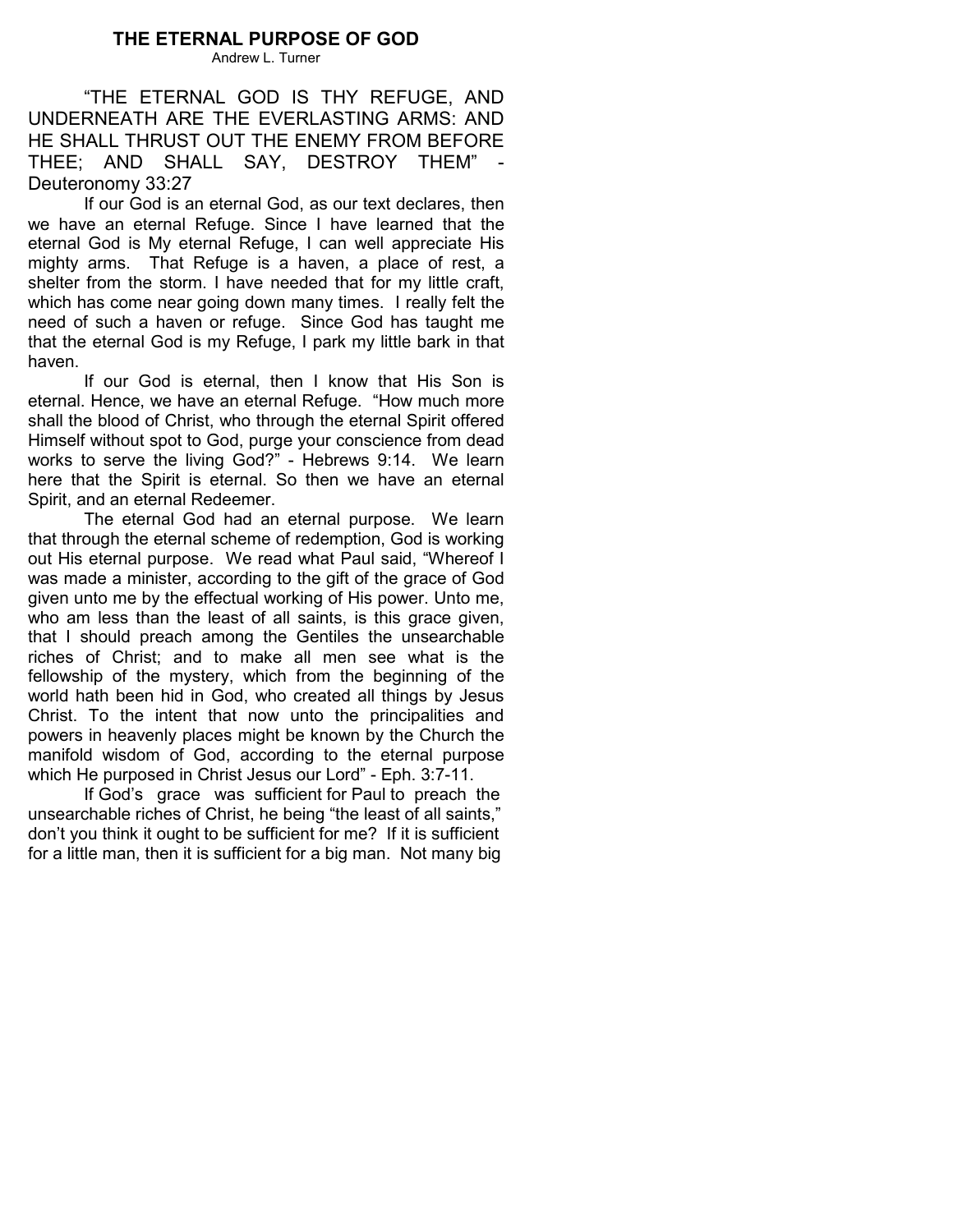# THE ETERNAL PURPOSE OF GOD

Andrew L. Turner

"THE ETERNAL GOD IS THY REFUGE, AND UNDERNEATH ARE THE EVERLASTING ARMS: AND HE SHALL THRUST OUT THE ENEMY FROM BEFORE THEE; AND SHALL SAY, DESTROY THEM" - Deuteronomy 33:27

If our God is an eternal God, as our text declares, then we have an eternal Refuge. Since I have learned that the eternal God is My eternal Refuge, I can well appreciate His mighty arms. That Refuge is a haven, a place of rest, a shelter from the storm. I have needed that for my little craft, which has come near going down many times. I really felt the need of such a haven or refuge. Since God has taught me that the eternal God is my Refuge, I park my little bark in that haven.

If our God is eternal, then I know that His Son is eternal. Hence, we have an eternal Refuge. "How much more shall the blood of Christ, who through the eternal Spirit offered Himself without spot to God, purge your conscience from dead works to serve the living God?" - Hebrews 9:14. We learn here that the Spirit is eternal. So then we have an eternal Spirit, and an eternal Redeemer.

The eternal God had an eternal purpose. We learn that through the eternal scheme of redemption, God is working out His eternal purpose. We read what Paul said, "Whereof I was made a minister, according to the gift of the grace of God given unto me by the effectual working of His power. Unto me, who am less than the least of all saints, is this grace given, that I should preach among the Gentiles the unsearchable riches of Christ; and to make all men see what is the fellowship of the mystery, which from the beginning of the world hath been hid in God, who created all things by Jesus Christ. To the intent that now unto the principalities and powers in heavenly places might be known by the Church the manifold wisdom of God, according to the eternal purpose which He purposed in Christ Jesus our Lord" - Eph. 3:7-11.

If God's grace was sufficient for Paul to preach the unsearchable riches of Christ, he being "the least of all saints," don't you think it ought to be sufficient for me? If it is sufficient for a little man, then it is sufficient for a big man. Not many big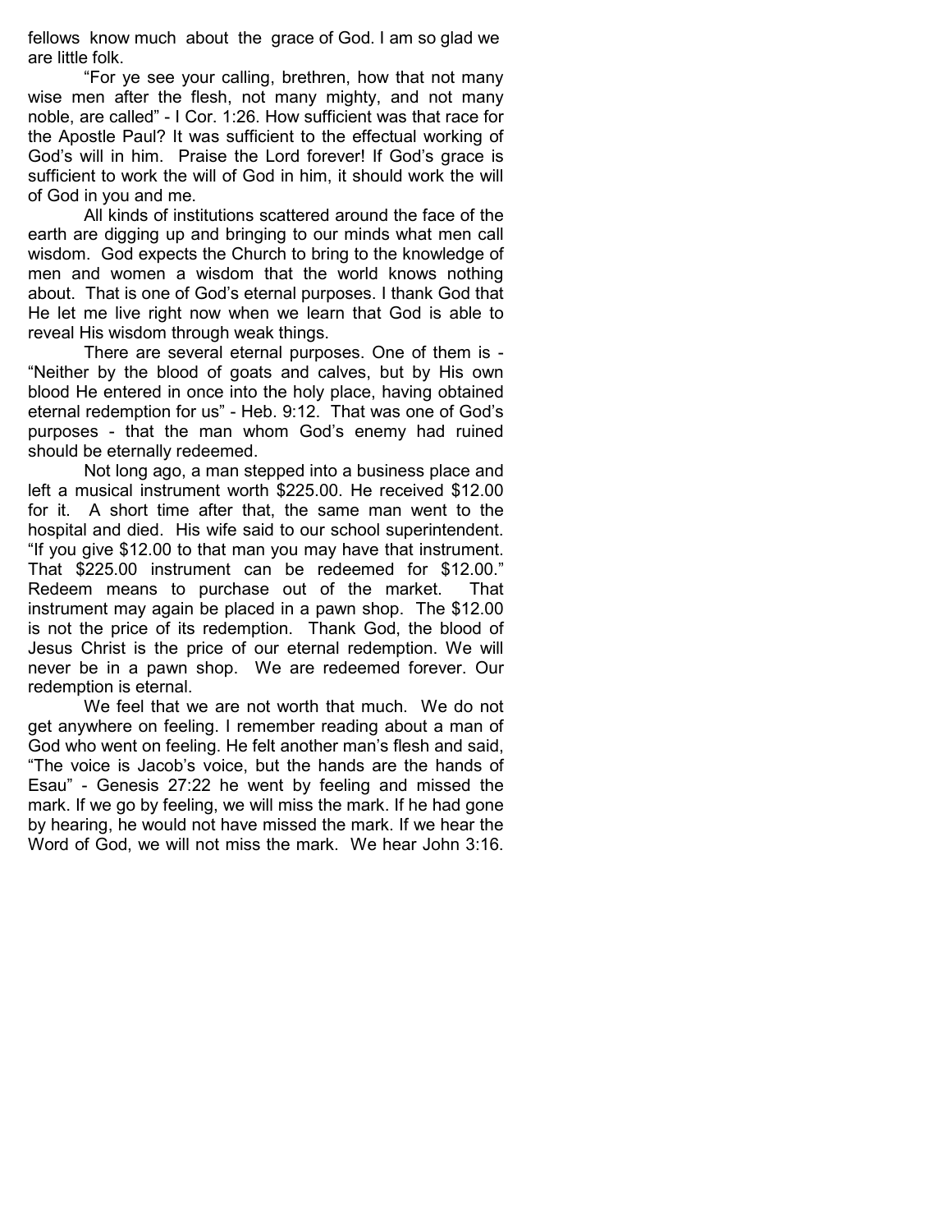fellows know much about the grace of God. I am so glad we are little folk.

"For ye see your calling, brethren, how that not many wise men after the flesh, not many mighty, and not many noble, are called" - I Cor. 1:26. How sufficient was that race for the Apostle Paul? It was sufficient to the effectual working of God's will in him. Praise the Lord forever! If God's grace is sufficient to work the will of God in him, it should work the will of God in you and me.

All kinds of institutions scattered around the face of the earth are digging up and bringing to our minds what men call wisdom. God expects the Church to bring to the knowledge of men and women a wisdom that the world knows nothing about. That is one of God's eternal purposes. I thank God that He let me live right now when we learn that God is able to reveal His wisdom through weak things.

There are several eternal purposes. One of them is - "Neither by the blood of goats and calves, but by His own blood He entered in once into the holy place, having obtained eternal redemption for us" - Heb. 9:12. That was one of God's purposes - that the man whom God's enemy had ruined should be eternally redeemed.

Not long ago, a man stepped into a business place and left a musical instrument worth $225.00. He received $12.00 for it. A short time after that, the same man went to the hospital and died. His wife said to our school superintendent. "If you give $12.00 to that man you may have that instrument. That $225.00 instrument can be redeemed for $12.00." Redeem means to purchase out of the market. That instrument may again be placed in a pawn shop. The $12.00 is not the price of its redemption. Thank God, the blood of Jesus Christ is the price of our eternal redemption. We will never be in a pawn shop. We are redeemed forever. Our redemption is eternal.

We feel that we are not worth that much. We do not get anywhere on feeling. I remember reading about a man of God who went on feeling. He felt another man's flesh and said, "The voice is Jacob's voice, but the hands are the hands of Esau" - Genesis 27:22 he went by feeling and missed the mark. If we go by feeling, we will miss the mark. If he had gone by hearing, he would not have missed the mark. If we hear the Word of God, we will not miss the mark. We hear John 3:16.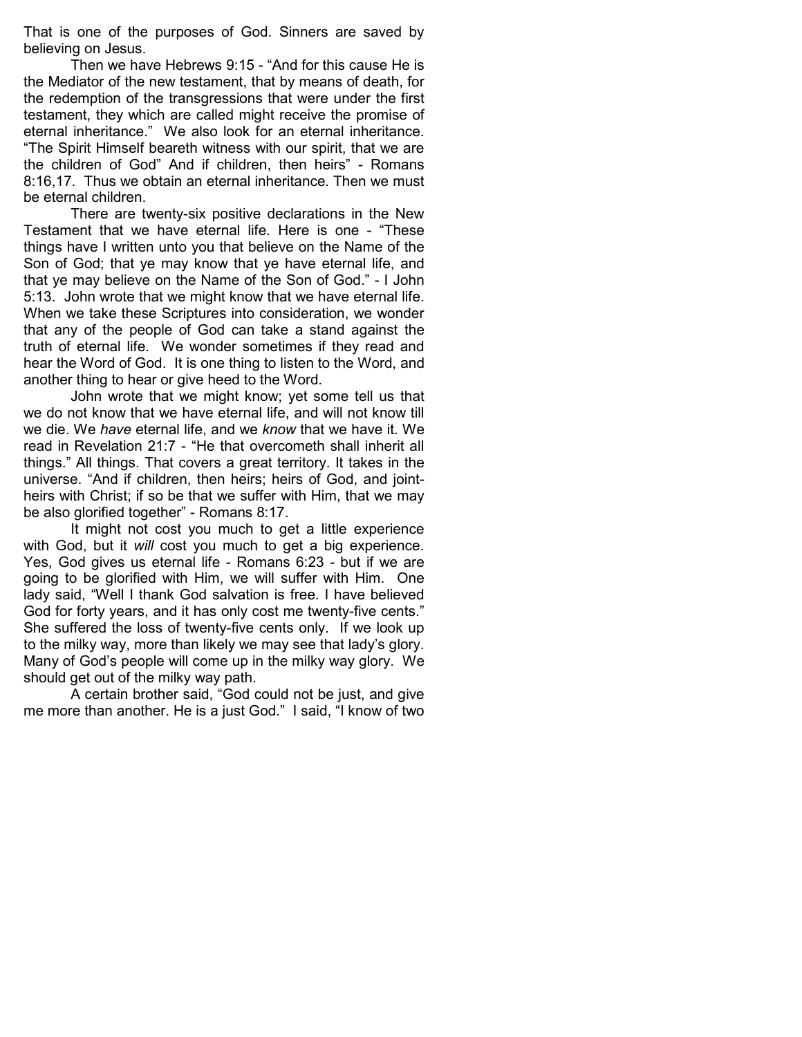That is one of the purposes of God. Sinners are saved by believing on Jesus.

Then we have Hebrews 9:15 - "And for this cause He is the Mediator of the new testament, that by means of death, for the redemption of the transgressions that were under the first testament, they which are called might receive the promise of eternal inheritance." We also look for an eternal inheritance. "The Spirit Himself beareth witness with our spirit, that we are the children of God" And if children, then heirs" - Romans 8:16,17. Thus we obtain an eternal inheritance. Then we must be eternal children.

There are twenty-six positive declarations in the New Testament that we have eternal life. Here is one - "These things have I written unto you that believe on the Name of the Son of God; that ye may know that ye have eternal life, and that ye may believe on the Name of the Son of God." - I John 5:13. John wrote that we might know that we have eternal life. When we take these Scriptures into consideration, we wonder that any of the people of God can take a stand against the truth of eternal life. We wonder sometimes if they read and hear the Word of God. It is one thing to listen to the Word, and another thing to hear or give heed to the Word.

John wrote that we might know; yet some tell us that we do not know that we have eternal life, and will not know till we die. We *have* eternal life, and we *know* that we have it. We read in Revelation 21:7 - "He that overcometh shall inherit all things." All things. That covers a great territory. It takes in the universe. "And if children, then heirs; heirs of God, and joint-heirs with Christ; if so be that we suffer with Him, that we may be also glorified together" - Romans 8:17.

It might not cost you much to get a little experience with God, but it *will* cost you much to get a big experience. Yes, God gives us eternal life - Romans 6:23 - but if we are going to be glorified with Him, we will suffer with Him. One lady said, "Well I thank God salvation is free. I have believed God for forty years, and it has only cost me twenty-five cents." She suffered the loss of twenty-five cents only. If we look up to the milky way, more than likely we may see that lady's glory. Many of God's people will come up in the milky way glory. We should get out of the milky way path.

A certain brother said, "God could not be just, and give me more than another. He is a just God." I said, "I know of two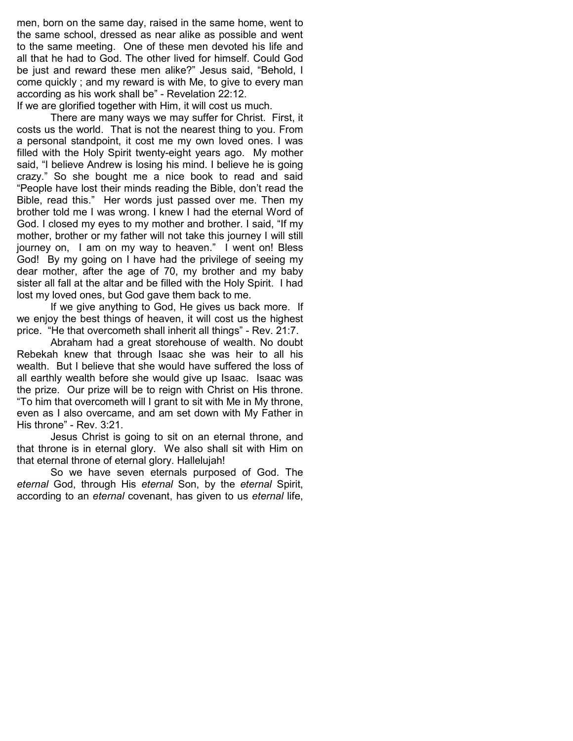men, born on the same day, raised in the same home, went to the same school, dressed as near alike as possible and went to the same meeting. One of these men devoted his life and all that he had to God. The other lived for himself. Could God be just and reward these men alike?" Jesus said, "Behold, I come quickly ; and my reward is with Me, to give to every man according as his work shall be" - Revelation 22:12.

If we are glorified together with Him, it will cost us much.

There are many ways we may suffer for Christ. First, it costs us the world. That is not the nearest thing to you. From a personal standpoint, it cost me my own loved ones. I was filled with the Holy Spirit twenty-eight years ago. My mother said, "I believe Andrew is losing his mind. I believe he is going crazy." So she bought me a nice book to read and said "People have lost their minds reading the Bible, don't read the Bible, read this." Her words just passed over me. Then my brother told me I was wrong. I knew I had the eternal Word of God. I closed my eyes to my mother and brother. I said, "If my mother, brother or my father will not take this journey I will still journey on, I am on my way to heaven." I went on! Bless God! By my going on I have had the privilege of seeing my dear mother, after the age of 70, my brother and my baby sister all fall at the altar and be filled with the Holy Spirit. I had lost my loved ones, but God gave them back to me.

If we give anything to God, He gives us back more. If we enjoy the best things of heaven, it will cost us the highest price. "He that overcometh shall inherit all things" - Rev. 21:7.

Abraham had a great storehouse of wealth. No doubt Rebekah knew that through Isaac she was heir to all his wealth. But I believe that she would have suffered the loss of all earthly wealth before she would give up Isaac. Isaac was the prize. Our prize will be to reign with Christ on His throne. "To him that overcometh will I grant to sit with Me in My throne, even as I also overcame, and am set down with My Father in His throne" - Rev. 3:21.

Jesus Christ is going to sit on an eternal throne, and that throne is in eternal glory. We also shall sit with Him on that eternal throne of eternal glory. Hallelujah!

So we have seven eternals purposed of God. The *eternal* God, through His *eternal* Son, by the *eternal* Spirit, according to an *eternal* covenant, has given to us *eternal* life,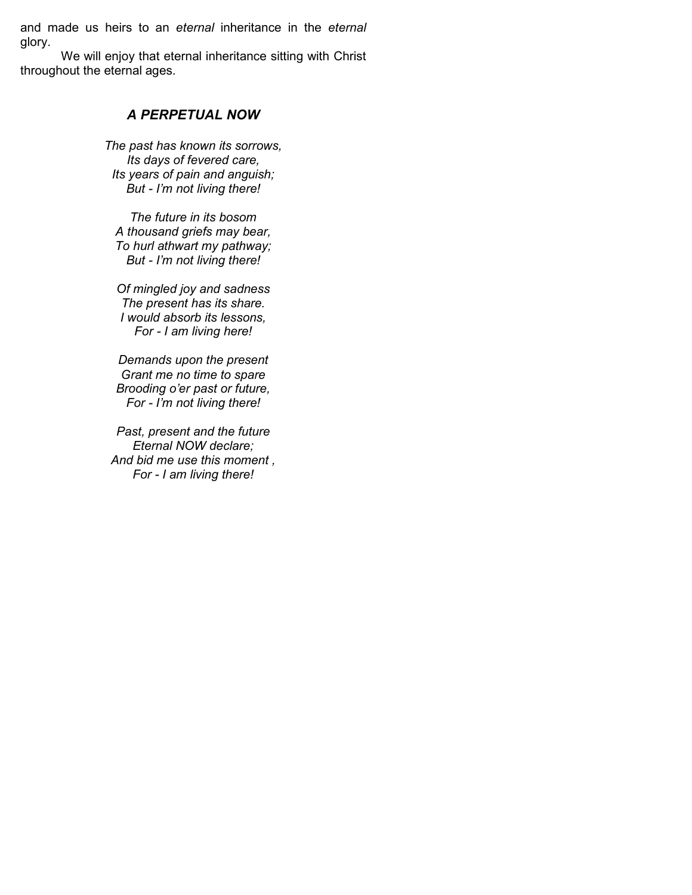and made us heirs to an *eternal* inheritance in the *eternal* glory.

We will enjoy that eternal inheritance sitting with Christ throughout the eternal ages.

### *A PERPETUAL NOW*

*The past has known its sorrows,*
*Its days of fevered care,*
*Its years of pain and anguish;*
*But - I'm not living there!*

*The future in its bosom*
*A thousand griefs may bear,*
*To hurl athwart my pathway;*
*But - I'm not living there!*

*Of mingled joy and sadness*
*The present has its share.*
*I would absorb its lessons,*
*For - I am living here!*

*Demands upon the present*
*Grant me no time to spare*
*Brooding o'er past or future,*
*For - I'm not living there!*

*Past, present and the future*
*Eternal NOW declare;*
*And bid me use this moment ,*
*For - I am living there!*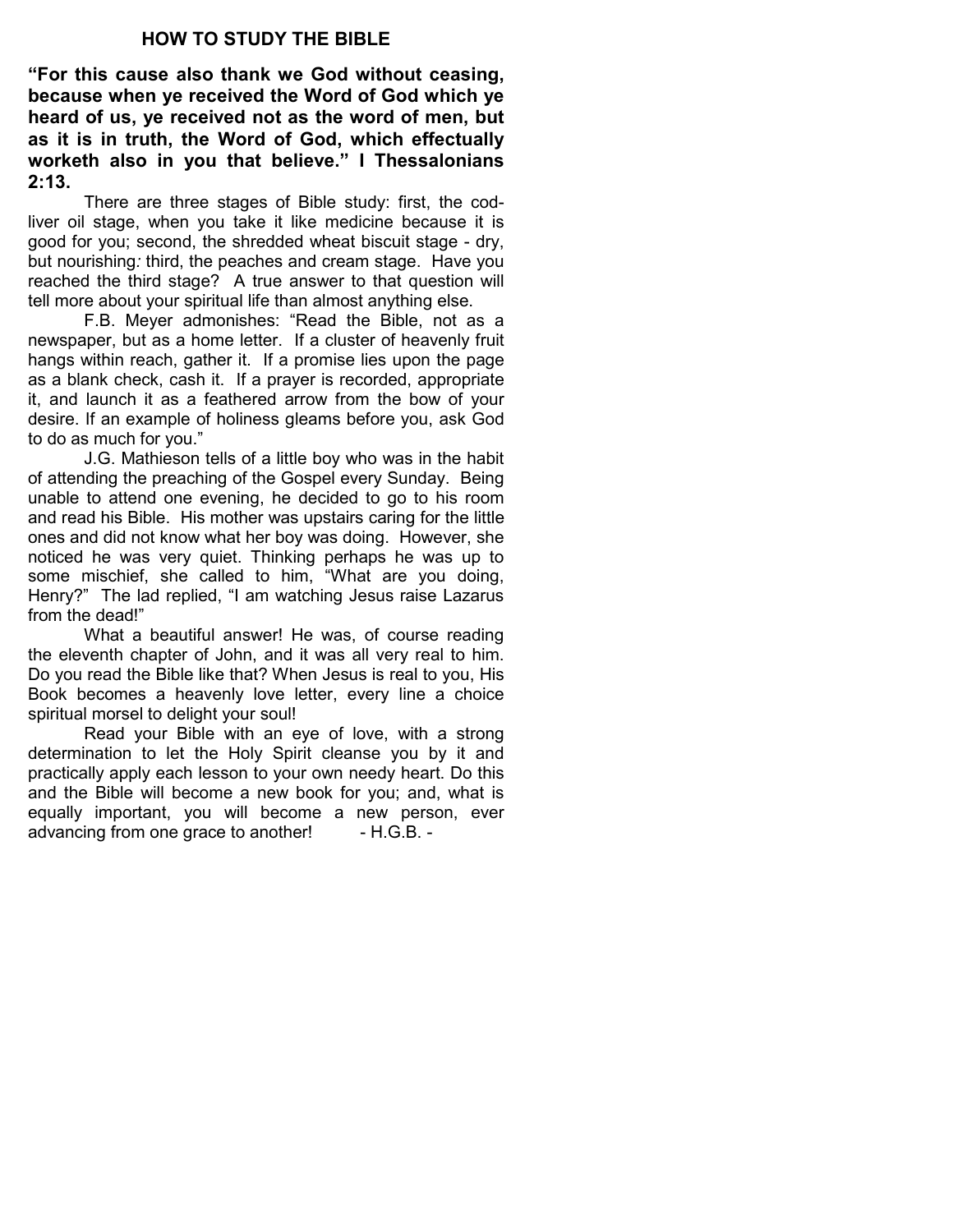## HOW TO STUDY THE BIBLE

**"For this cause also thank we God without ceasing, because when ye received the Word of God which ye heard of us, ye received not as the word of men, but as it is in truth, the Word of God, which effectually worketh also in you that believe." I Thessalonians 2:13.**

There are three stages of Bible study: first, the cod-liver oil stage, when you take it like medicine because it is good for you; second, the shredded wheat biscuit stage - dry, but nourishing*:* third, the peaches and cream stage. Have you reached the third stage? A true answer to that question will tell more about your spiritual life than almost anything else.

F.B. Meyer admonishes: "Read the Bible, not as a newspaper, but as a home letter. If a cluster of heavenly fruit hangs within reach, gather it. If a promise lies upon the page as a blank check, cash it. If a prayer is recorded, appropriate it, and launch it as a feathered arrow from the bow of your desire. If an example of holiness gleams before you, ask God to do as much for you."

J.G. Mathieson tells of a little boy who was in the habit of attending the preaching of the Gospel every Sunday. Being unable to attend one evening, he decided to go to his room and read his Bible. His mother was upstairs caring for the little ones and did not know what her boy was doing. However, she noticed he was very quiet. Thinking perhaps he was up to some mischief, she called to him, "What are you doing, Henry?" The lad replied, "I am watching Jesus raise Lazarus from the dead!"

What a beautiful answer! He was, of course reading the eleventh chapter of John, and it was all very real to him. Do you read the Bible like that? When Jesus is real to you, His Book becomes a heavenly love letter, every line a choice spiritual morsel to delight your soul!

Read your Bible with an eye of love, with a strong determination to let the Holy Spirit cleanse you by it and practically apply each lesson to your own needy heart. Do this and the Bible will become a new book for you; and, what is equally important, you will become a new person, ever advancing from one grace to another! - H.G.B. -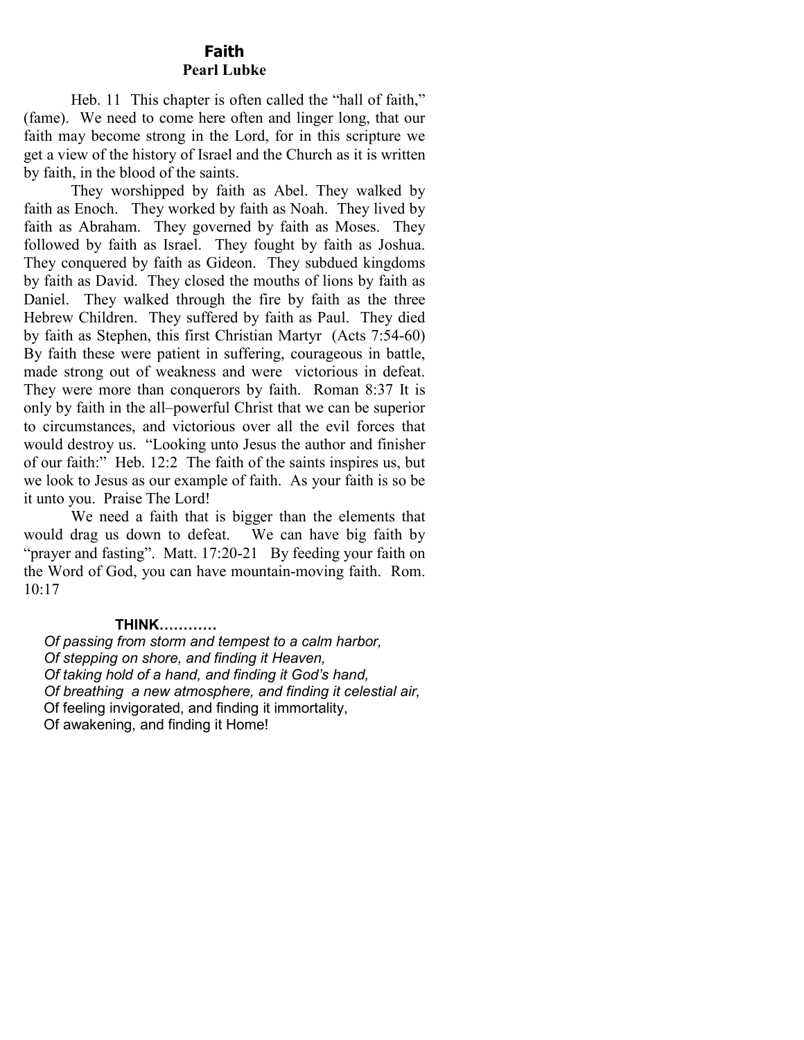# Faith

**Pearl Lubke**

Heb. 11 This chapter is often called the "hall of faith," (fame). We need to come here often and linger long, that our faith may become strong in the Lord, for in this scripture we get a view of the history of Israel and the Church as it is written by faith, in the blood of the saints.

They worshipped by faith as Abel. They walked by faith as Enoch. They worked by faith as Noah. They lived by faith as Abraham. They governed by faith as Moses. They followed by faith as Israel. They fought by faith as Joshua. They conquered by faith as Gideon. They subdued kingdoms by faith as David. They closed the mouths of lions by faith as Daniel. They walked through the fire by faith as the three Hebrew Children. They suffered by faith as Paul. They died by faith as Stephen, this first Christian Martyr (Acts 7:54-60) By faith these were patient in suffering, courageous in battle, made strong out of weakness and were victorious in defeat. They were more than conquerors by faith. Roman 8:37 It is only by faith in the all–powerful Christ that we can be superior to circumstances, and victorious over all the evil forces that would destroy us. "Looking unto Jesus the author and finisher of our faith:" Heb. 12:2 The faith of the saints inspires us, but we look to Jesus as our example of faith. As your faith is so be it unto you. Praise The Lord!

We need a faith that is bigger than the elements that would drag us down to defeat. We can have big faith by "prayer and fasting". Matt. 17:20-21 By feeding your faith on the Word of God, you can have mountain-moving faith. Rom. 10:17

**THINK…………**

*Of passing from storm and tempest to a calm harbor,*
*Of stepping on shore, and finding it Heaven,*
*Of taking hold of a hand, and finding it God's hand,*
*Of breathing a new atmosphere, and finding it celestial air,*
Of feeling invigorated, and finding it immortality,
Of awakening, and finding it Home!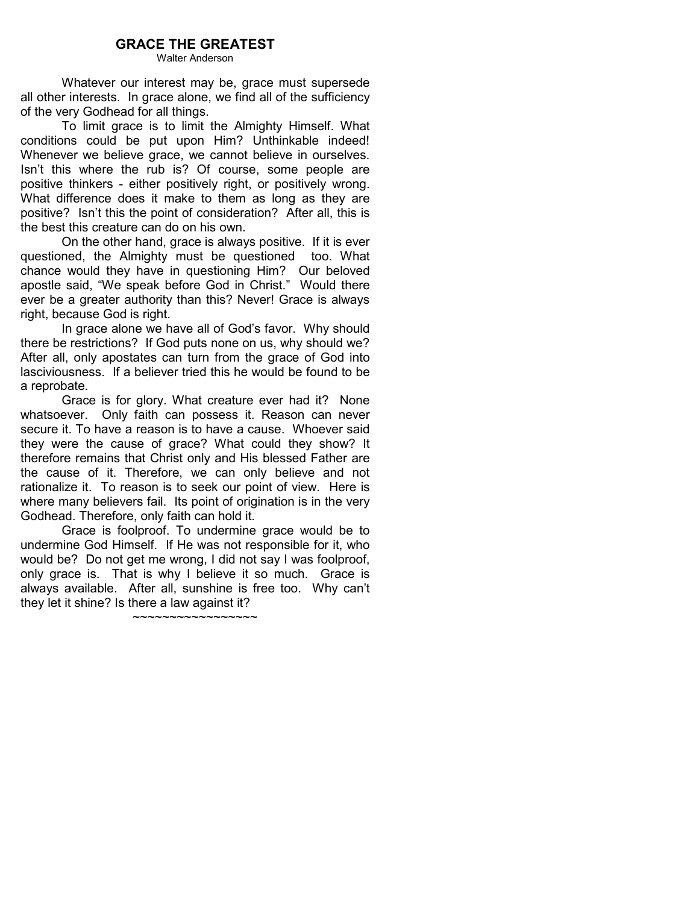# GRACE THE GREATEST

Walter Anderson

Whatever our interest may be, grace must supersede all other interests. In grace alone, we find all of the sufficiency of the very Godhead for all things.

To limit grace is to limit the Almighty Himself. What conditions could be put upon Him? Unthinkable indeed! Whenever we believe grace, we cannot believe in ourselves. Isn't this where the rub is? Of course, some people are positive thinkers - either positively right, or positively wrong. What difference does it make to them as long as they are positive? Isn't this the point of consideration? After all, this is the best this creature can do on his own.

On the other hand, grace is always positive. If it is ever questioned, the Almighty must be questioned too. What chance would they have in questioning Him? Our beloved apostle said, "We speak before God in Christ." Would there ever be a greater authority than this? Never! Grace is always right, because God is right.

In grace alone we have all of God's favor. Why should there be restrictions? If God puts none on us, why should we? After all, only apostates can turn from the grace of God into lasciviousness. If a believer tried this he would be found to be a reprobate.

Grace is for glory. What creature ever had it? None whatsoever. Only faith can possess it. Reason can never secure it. To have a reason is to have a cause. Whoever said they were the cause of grace? What could they show? It therefore remains that Christ only and His blessed Father are the cause of it. Therefore, we can only believe and not rationalize it. To reason is to seek our point of view. Here is where many believers fail. Its point of origination is in the very Godhead. Therefore, only faith can hold it.

Grace is foolproof. To undermine grace would be to undermine God Himself. If He was not responsible for it, who would be? Do not get me wrong, I did not say I was foolproof, only grace is. That is why I believe it so much. Grace is always available. After all, sunshine is free too. Why can't they let it shine? Is there a law against it?

~~~~~~~~~~~~~~~~~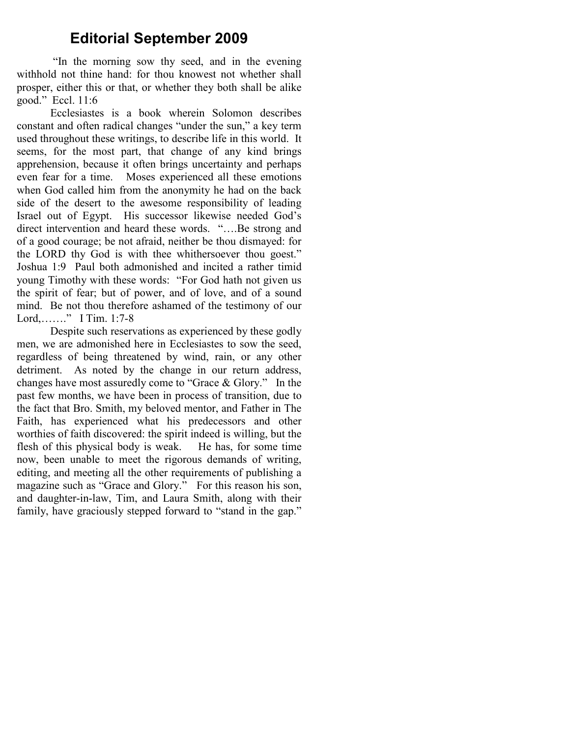# Editorial September 2009

"In the morning sow thy seed, and in the evening withhold not thine hand: for thou knowest not whether shall prosper, either this or that, or whether they both shall be alike good." Eccl. 11:6

Ecclesiastes is a book wherein Solomon describes constant and often radical changes "under the sun," a key term used throughout these writings, to describe life in this world. It seems, for the most part, that change of any kind brings apprehension, because it often brings uncertainty and perhaps even fear for a time. Moses experienced all these emotions when God called him from the anonymity he had on the back side of the desert to the awesome responsibility of leading Israel out of Egypt. His successor likewise needed God's direct intervention and heard these words. "….Be strong and of a good courage; be not afraid, neither be thou dismayed: for the LORD thy God is with thee whithersoever thou goest." Joshua 1:9 Paul both admonished and incited a rather timid young Timothy with these words: "For God hath not given us the spirit of fear; but of power, and of love, and of a sound mind. Be not thou therefore ashamed of the testimony of our Lord,……." I Tim. 1:7-8

Despite such reservations as experienced by these godly men, we are admonished here in Ecclesiastes to sow the seed, regardless of being threatened by wind, rain, or any other detriment. As noted by the change in our return address, changes have most assuredly come to "Grace & Glory." In the past few months, we have been in process of transition, due to the fact that Bro. Smith, my beloved mentor, and Father in The Faith, has experienced what his predecessors and other worthies of faith discovered: the spirit indeed is willing, but the flesh of this physical body is weak. He has, for some time now, been unable to meet the rigorous demands of writing, editing, and meeting all the other requirements of publishing a magazine such as "Grace and Glory." For this reason his son, and daughter-in-law, Tim, and Laura Smith, along with their family, have graciously stepped forward to "stand in the gap."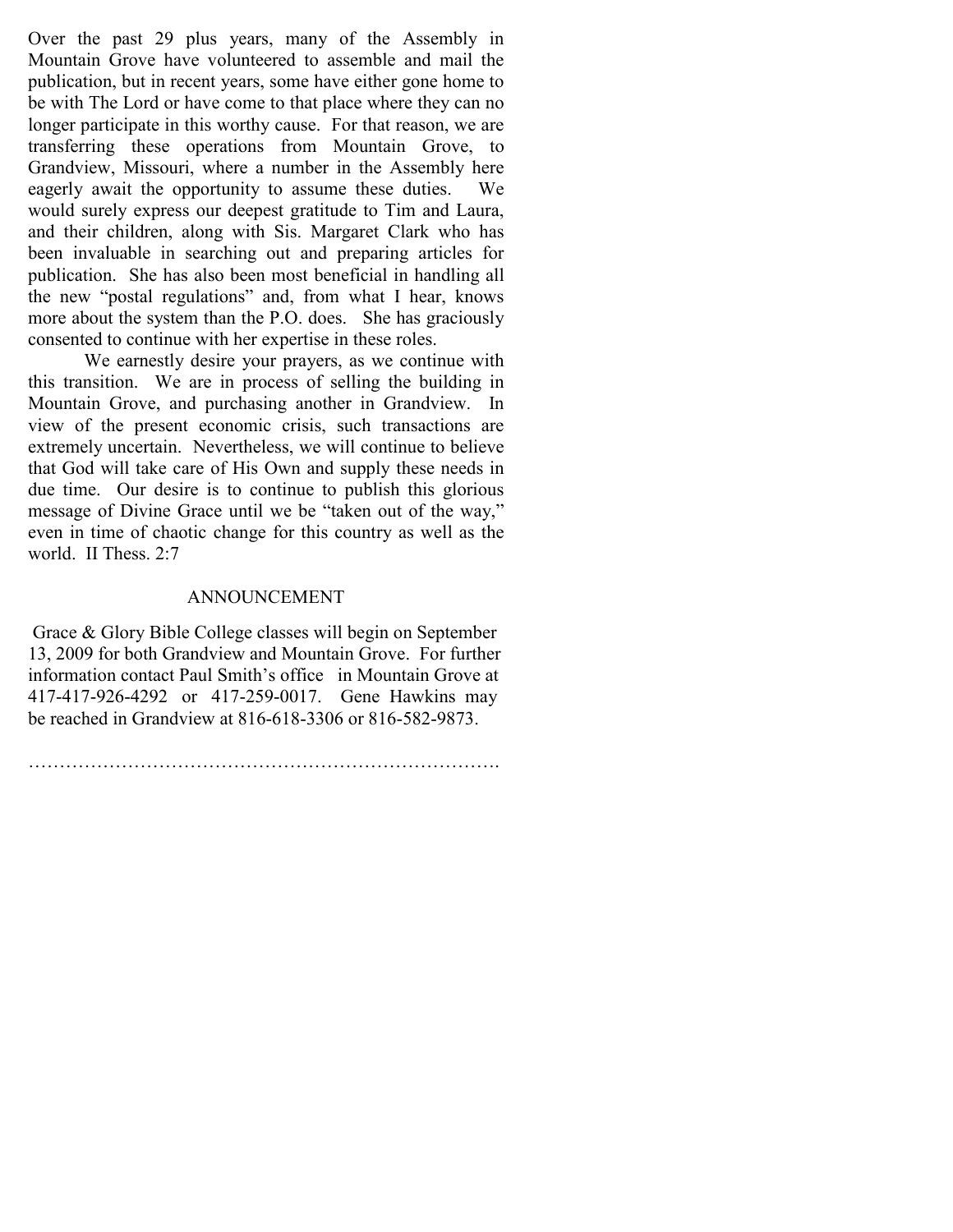Over the past 29 plus years, many of the Assembly in Mountain Grove have volunteered to assemble and mail the publication, but in recent years, some have either gone home to be with The Lord or have come to that place where they can no longer participate in this worthy cause. For that reason, we are transferring these operations from Mountain Grove, to Grandview, Missouri, where a number in the Assembly here eagerly await the opportunity to assume these duties. We would surely express our deepest gratitude to Tim and Laura, and their children, along with Sis. Margaret Clark who has been invaluable in searching out and preparing articles for publication. She has also been most beneficial in handling all the new "postal regulations" and, from what I hear, knows more about the system than the P.O. does. She has graciously consented to continue with her expertise in these roles.

We earnestly desire your prayers, as we continue with this transition. We are in process of selling the building in Mountain Grove, and purchasing another in Grandview. In view of the present economic crisis, such transactions are extremely uncertain. Nevertheless, we will continue to believe that God will take care of His Own and supply these needs in due time. Our desire is to continue to publish this glorious message of Divine Grace until we be "taken out of the way," even in time of chaotic change for this country as well as the world. II Thess. 2:7

ANNOUNCEMENT

Grace & Glory Bible College classes will begin on September 13, 2009 for both Grandview and Mountain Grove. For further information contact Paul Smith's office in Mountain Grove at 417-417-926-4292 or 417-259-0017. Gene Hawkins may be reached in Grandview at 816-618-3306 or 816-582-9873.

………………………………………………………………….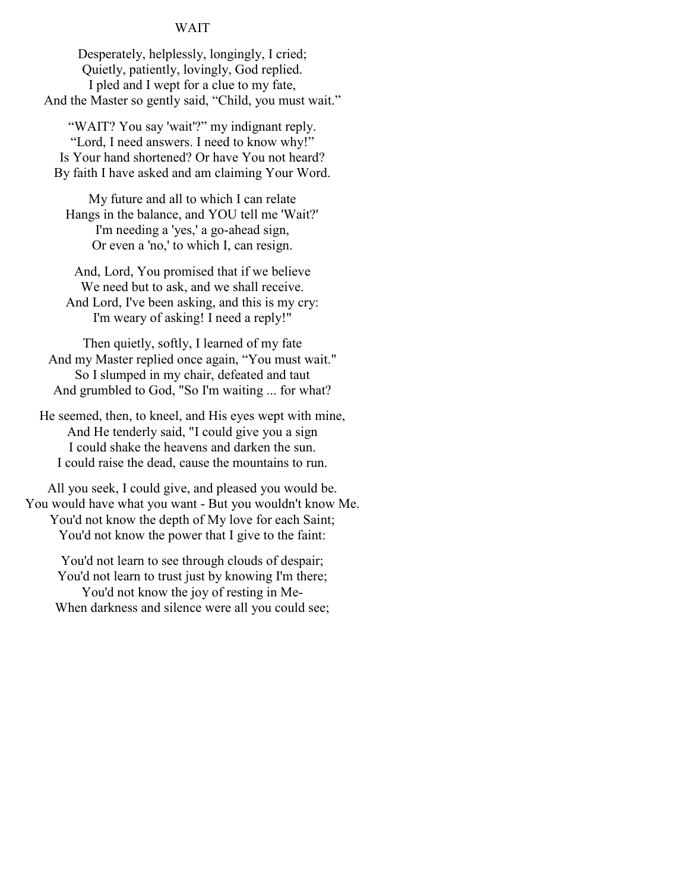# WAIT

Desperately, helplessly, longingly, I cried;
Quietly, patiently, lovingly, God replied.
I pled and I wept for a clue to my fate,
And the Master so gently said, “Child, you must wait.”

“WAIT? You say 'wait'?” my indignant reply.
“Lord, I need answers. I need to know why!”
Is Your hand shortened? Or have You not heard?
By faith I have asked and am claiming Your Word.

My future and all to which I can relate
Hangs in the balance, and YOU tell me 'Wait?'
I'm needing a 'yes,' a go-ahead sign,
Or even a 'no,' to which I, can resign.

And, Lord, You promised that if we believe
We need but to ask, and we shall receive.
And Lord, I've been asking, and this is my cry:
I'm weary of asking! I need a reply!"

Then quietly, softly, I learned of my fate
And my Master replied once again, “You must wait."
So I slumped in my chair, defeated and taut
And grumbled to God, "So I'm waiting ... for what?

He seemed, then, to kneel, and His eyes wept with mine,
And He tenderly said, "I could give you a sign
I could shake the heavens and darken the sun.
I could raise the dead, cause the mountains to run.

All you seek, I could give, and pleased you would be.
You would have what you want - But you wouldn't know Me.
You'd not know the depth of My love for each Saint;
You'd not know the power that I give to the faint:

You'd not learn to see through clouds of despair;
You'd not learn to trust just by knowing I'm there;
You'd not know the joy of resting in Me-
When darkness and silence were all you could see;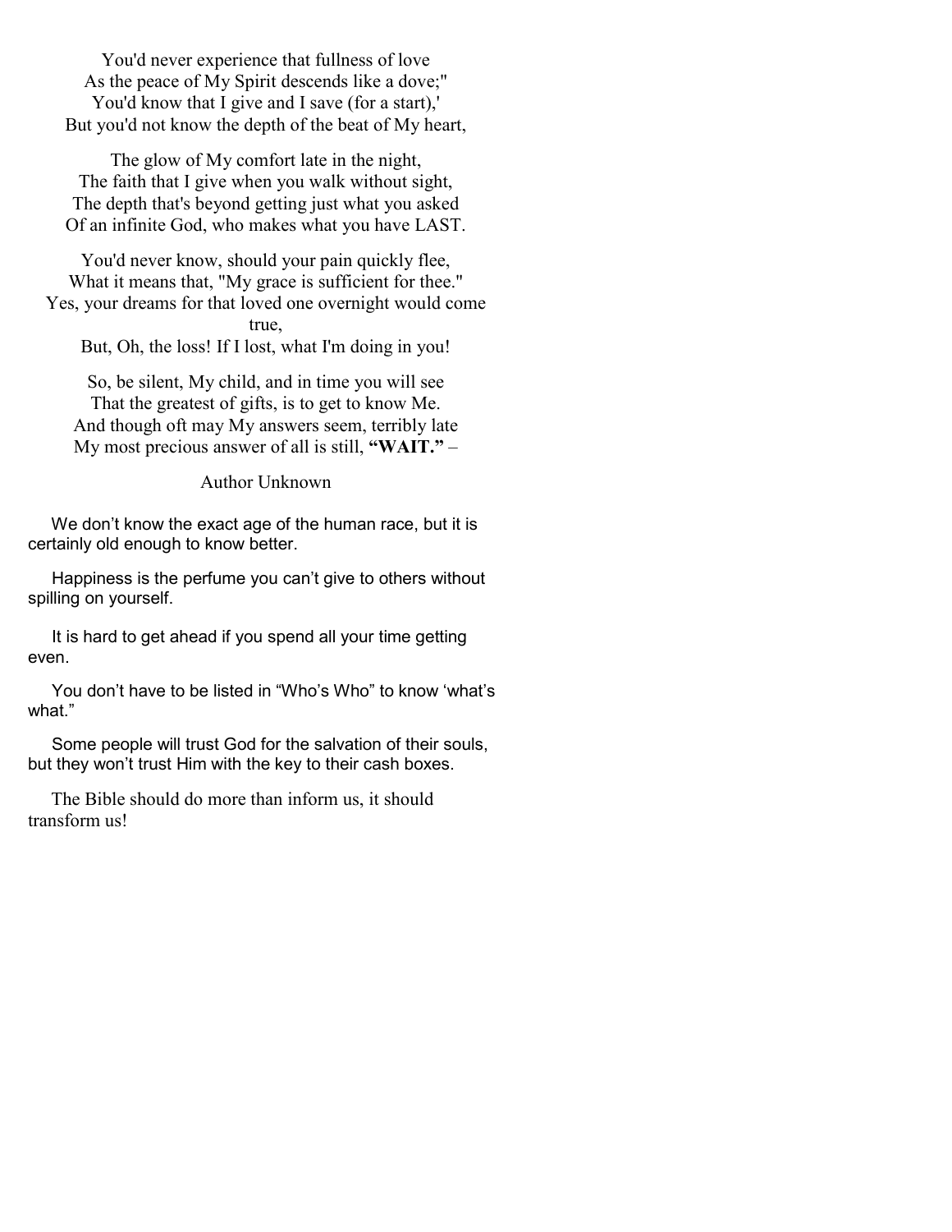You'd never experience that fullness of love  
As the peace of My Spirit descends like a dove;"  
You'd know that I give and I save (for a start),'  
But you'd not know the depth of the beat of My heart,

The glow of My comfort late in the night,  
The faith that I give when you walk without sight,  
The depth that's beyond getting just what you asked  
Of an infinite God, who makes what you have LAST.

You'd never know, should your pain quickly flee,  
What it means that, "My grace is sufficient for thee."  
Yes, your dreams for that loved one overnight would come true,  
But, Oh, the loss! If I lost, what I'm doing in you!

So, be silent, My child, and in time you will see  
That the greatest of gifts, is to get to know Me.  
And though oft may My answers seem, terribly late  
My most precious answer of all is still, **"WAIT."** –

Author Unknown

We don't know the exact age of the human race, but it is certainly old enough to know better.

Happiness is the perfume you can't give to others without spilling on yourself.

It is hard to get ahead if you spend all your time getting even.

You don't have to be listed in "Who's Who" to know 'what's what."

Some people will trust God for the salvation of their souls, but they won't trust Him with the key to their cash boxes.

The Bible should do more than inform us, it should transform us!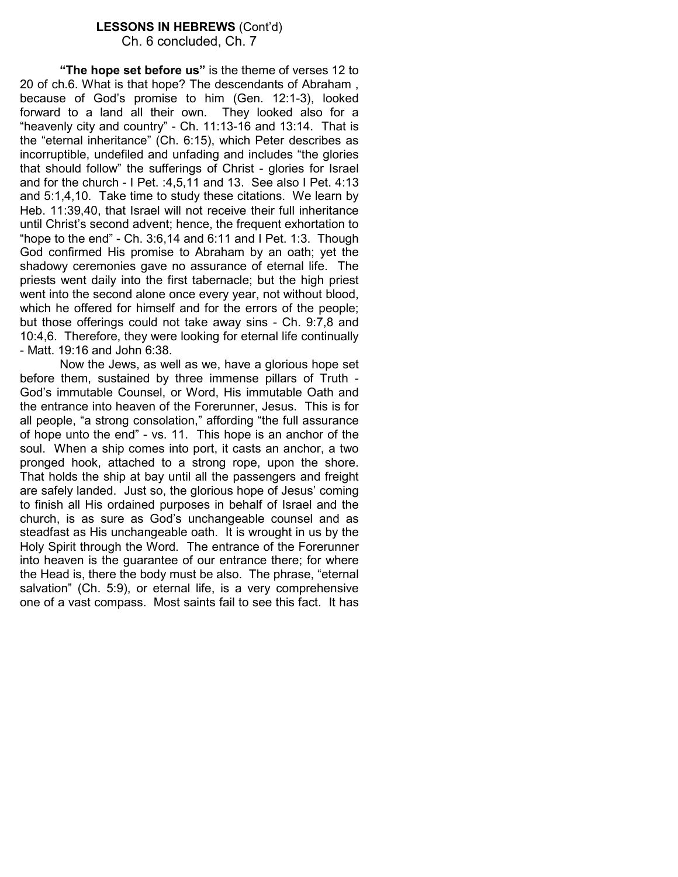**LESSONS IN HEBREWS** (Cont'd)
Ch. 6 concluded, Ch. 7

**"The hope set before us"** is the theme of verses 12 to 20 of ch.6. What is that hope? The descendants of Abraham , because of God's promise to him (Gen. 12:1-3), looked forward to a land all their own. They looked also for a "heavenly city and country" - Ch. 11:13-16 and 13:14. That is the "eternal inheritance" (Ch. 6:15), which Peter describes as incorruptible, undefiled and unfading and includes "the glories that should follow" the sufferings of Christ - glories for Israel and for the church - I Pet. :4,5,11 and 13. See also I Pet. 4:13 and 5:1,4,10. Take time to study these citations. We learn by Heb. 11:39,40, that Israel will not receive their full inheritance until Christ's second advent; hence, the frequent exhortation to "hope to the end" - Ch. 3:6,14 and 6:11 and I Pet. 1:3. Though God confirmed His promise to Abraham by an oath; yet the shadowy ceremonies gave no assurance of eternal life. The priests went daily into the first tabernacle; but the high priest went into the second alone once every year, not without blood, which he offered for himself and for the errors of the people; but those offerings could not take away sins - Ch. 9:7,8 and 10:4,6. Therefore, they were looking for eternal life continually - Matt. 19:16 and John 6:38.

Now the Jews, as well as we, have a glorious hope set before them, sustained by three immense pillars of Truth - God's immutable Counsel, or Word, His immutable Oath and the entrance into heaven of the Forerunner, Jesus. This is for all people, "a strong consolation," affording "the full assurance of hope unto the end" - vs. 11. This hope is an anchor of the soul. When a ship comes into port, it casts an anchor, a two pronged hook, attached to a strong rope, upon the shore. That holds the ship at bay until all the passengers and freight are safely landed. Just so, the glorious hope of Jesus' coming to finish all His ordained purposes in behalf of Israel and the church, is as sure as God's unchangeable counsel and as steadfast as His unchangeable oath. It is wrought in us by the Holy Spirit through the Word. The entrance of the Forerunner into heaven is the guarantee of our entrance there; for where the Head is, there the body must be also. The phrase, "eternal salvation" (Ch. 5:9), or eternal life, is a very comprehensive one of a vast compass. Most saints fail to see this fact. It has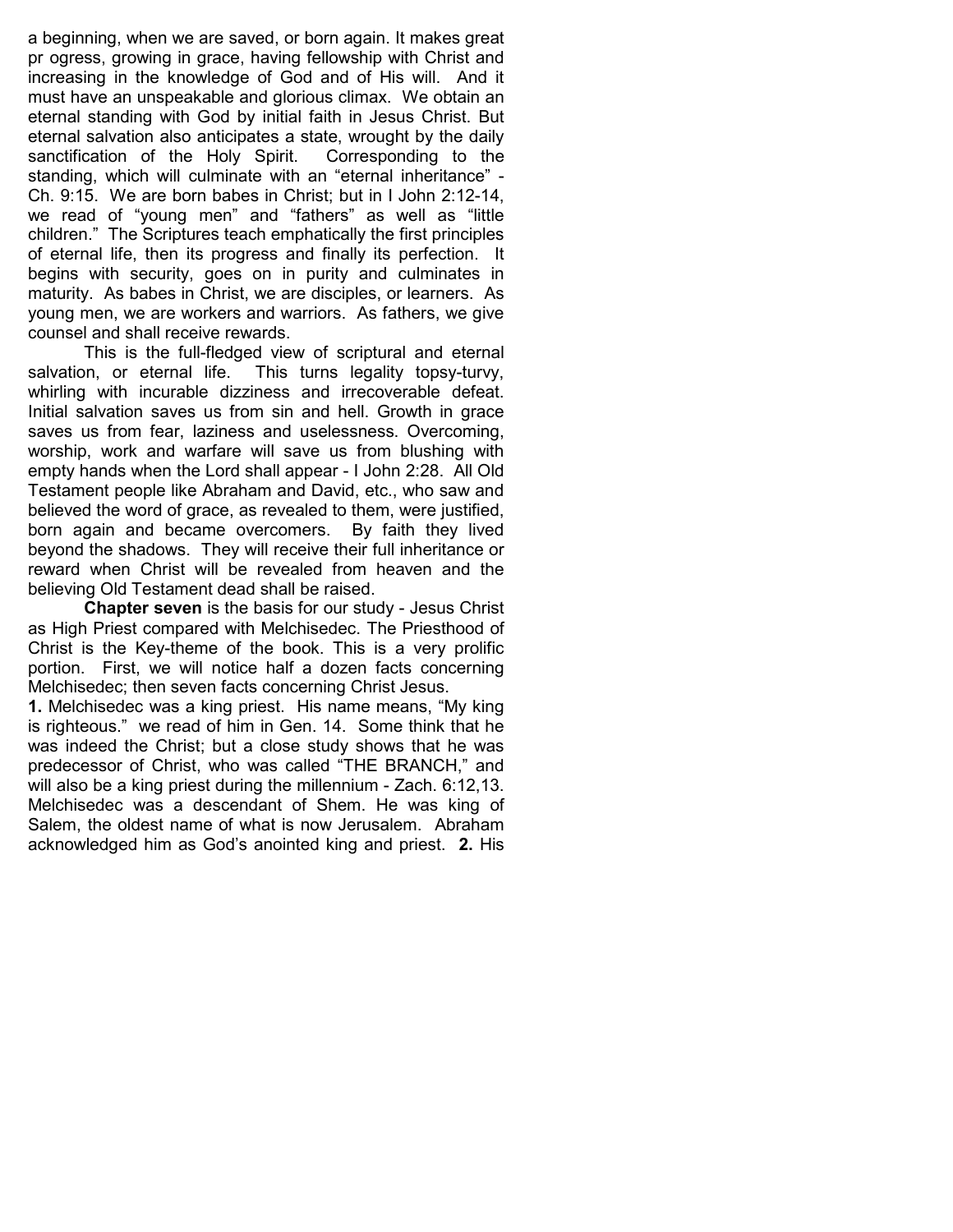a beginning, when we are saved, or born again. It makes great pr ogress, growing in grace, having fellowship with Christ and increasing in the knowledge of God and of His will. And it must have an unspeakable and glorious climax. We obtain an eternal standing with God by initial faith in Jesus Christ. But eternal salvation also anticipates a state, wrought by the daily sanctification of the Holy Spirit. Corresponding to the standing, which will culminate with an "eternal inheritance" - Ch. 9:15. We are born babes in Christ; but in I John 2:12-14, we read of "young men" and "fathers" as well as "little children." The Scriptures teach emphatically the first principles of eternal life, then its progress and finally its perfection. It begins with security, goes on in purity and culminates in maturity. As babes in Christ, we are disciples, or learners. As young men, we are workers and warriors. As fathers, we give counsel and shall receive rewards.

This is the full-fledged view of scriptural and eternal salvation, or eternal life. This turns legality topsy-turvy, whirling with incurable dizziness and irrecoverable defeat. Initial salvation saves us from sin and hell. Growth in grace saves us from fear, laziness and uselessness. Overcoming, worship, work and warfare will save us from blushing with empty hands when the Lord shall appear - I John 2:28. All Old Testament people like Abraham and David, etc., who saw and believed the word of grace, as revealed to them, were justified, born again and became overcomers. By faith they lived beyond the shadows. They will receive their full inheritance or reward when Christ will be revealed from heaven and the believing Old Testament dead shall be raised.

**Chapter seven** is the basis for our study - Jesus Christ as High Priest compared with Melchisedec. The Priesthood of Christ is the Key-theme of the book. This is a very prolific portion. First, we will notice half a dozen facts concerning Melchisedec; then seven facts concerning Christ Jesus.

**1.** Melchisedec was a king priest. His name means, "My king is righteous." we read of him in Gen. 14. Some think that he was indeed the Christ; but a close study shows that he was predecessor of Christ, who was called "THE BRANCH," and will also be a king priest during the millennium - Zach. 6:12,13. Melchisedec was a descendant of Shem. He was king of Salem, the oldest name of what is now Jerusalem. Abraham acknowledged him as God's anointed king and priest. **2.** His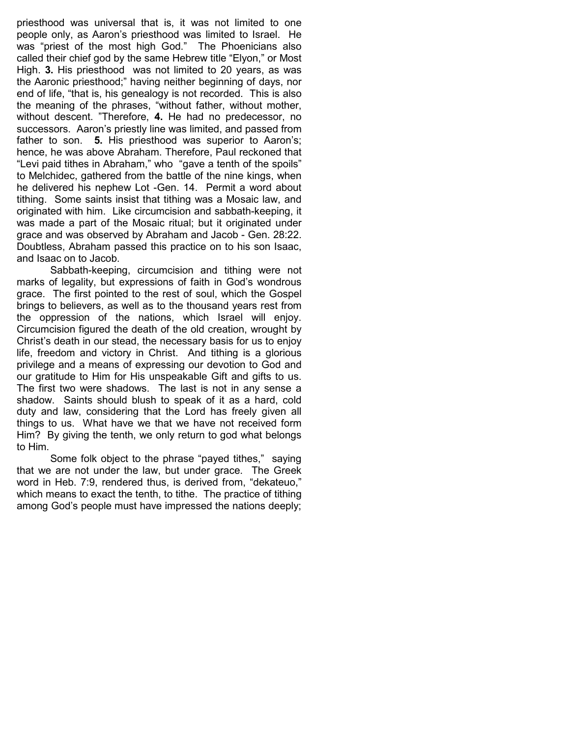priesthood was universal that is, it was not limited to one people only, as Aaron's priesthood was limited to Israel. He was "priest of the most high God." The Phoenicians also called their chief god by the same Hebrew title "Elyon," or Most High. **3.** His priesthood was not limited to 20 years, as was the Aaronic priesthood;" having neither beginning of days, nor end of life, "that is, his genealogy is not recorded. This is also the meaning of the phrases, "without father, without mother, without descent. "Therefore, **4.** He had no predecessor, no successors. Aaron's priestly line was limited, and passed from father to son. **5.** His priesthood was superior to Aaron's; hence, he was above Abraham. Therefore, Paul reckoned that "Levi paid tithes in Abraham," who "gave a tenth of the spoils" to Melchidec, gathered from the battle of the nine kings, when he delivered his nephew Lot -Gen. 14. Permit a word about tithing. Some saints insist that tithing was a Mosaic law, and originated with him. Like circumcision and sabbath-keeping, it was made a part of the Mosaic ritual; but it originated under grace and was observed by Abraham and Jacob - Gen. 28:22. Doubtless, Abraham passed this practice on to his son Isaac, and Isaac on to Jacob.

Sabbath-keeping, circumcision and tithing were not marks of legality, but expressions of faith in God's wondrous grace. The first pointed to the rest of soul, which the Gospel brings to believers, as well as to the thousand years rest from the oppression of the nations, which Israel will enjoy. Circumcision figured the death of the old creation, wrought by Christ's death in our stead, the necessary basis for us to enjoy life, freedom and victory in Christ. And tithing is a glorious privilege and a means of expressing our devotion to God and our gratitude to Him for His unspeakable Gift and gifts to us. The first two were shadows. The last is not in any sense a shadow. Saints should blush to speak of it as a hard, cold duty and law, considering that the Lord has freely given all things to us. What have we that we have not received form Him? By giving the tenth, we only return to god what belongs to Him.

Some folk object to the phrase "payed tithes," saying that we are not under the law, but under grace. The Greek word in Heb. 7:9, rendered thus, is derived from, "dekateuo," which means to exact the tenth, to tithe. The practice of tithing among God's people must have impressed the nations deeply;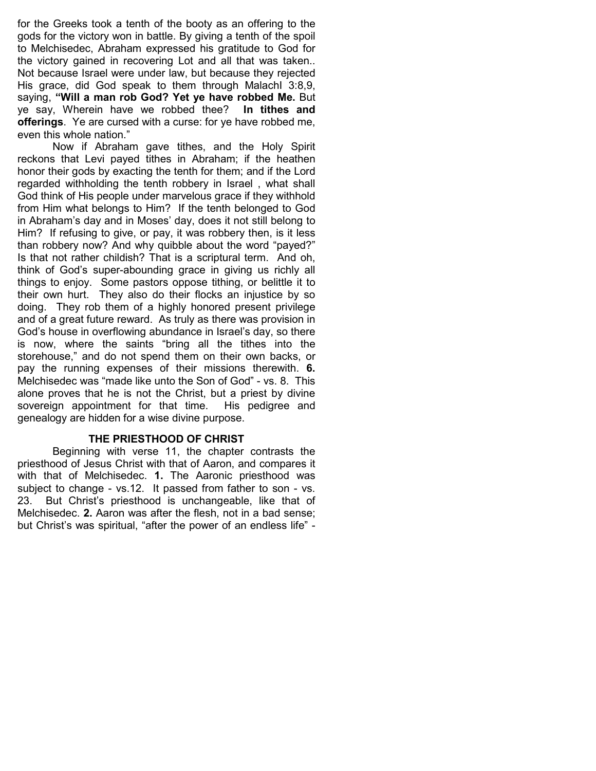for the Greeks took a tenth of the booty as an offering to the gods for the victory won in battle. By giving a tenth of the spoil to Melchisedec, Abraham expressed his gratitude to God for the victory gained in recovering Lot and all that was taken.. Not because Israel were under law, but because they rejected His grace, did God speak to them through MalachI 3:8,9, saying, **"Will a man rob God? Yet ye have robbed Me.** But ye say, Wherein have we robbed thee? **In tithes and offerings**. Ye are cursed with a curse: for ye have robbed me, even this whole nation."

Now if Abraham gave tithes, and the Holy Spirit reckons that Levi payed tithes in Abraham; if the heathen honor their gods by exacting the tenth for them; and if the Lord regarded withholding the tenth robbery in Israel , what shall God think of His people under marvelous grace if they withhold from Him what belongs to Him? If the tenth belonged to God in Abraham's day and in Moses' day, does it not still belong to Him? If refusing to give, or pay, it was robbery then, is it less than robbery now? And why quibble about the word "payed?" Is that not rather childish? That is a scriptural term. And oh, think of God's super-abounding grace in giving us richly all things to enjoy. Some pastors oppose tithing, or belittle it to their own hurt. They also do their flocks an injustice by so doing. They rob them of a highly honored present privilege and of a great future reward. As truly as there was provision in God's house in overflowing abundance in Israel's day, so there is now, where the saints "bring all the tithes into the storehouse," and do not spend them on their own backs, or pay the running expenses of their missions therewith. **6.** Melchisedec was "made like unto the Son of God" - vs. 8. This alone proves that he is not the Christ, but a priest by divine sovereign appointment for that time. His pedigree and genealogy are hidden for a wise divine purpose.

### THE PRIESTHOOD OF CHRIST

Beginning with verse 11, the chapter contrasts the priesthood of Jesus Christ with that of Aaron, and compares it with that of Melchisedec. **1.** The Aaronic priesthood was subject to change - vs.12. It passed from father to son - vs. 23. But Christ's priesthood is unchangeable, like that of Melchisedec. **2.** Aaron was after the flesh, not in a bad sense; but Christ's was spiritual, "after the power of an endless life" -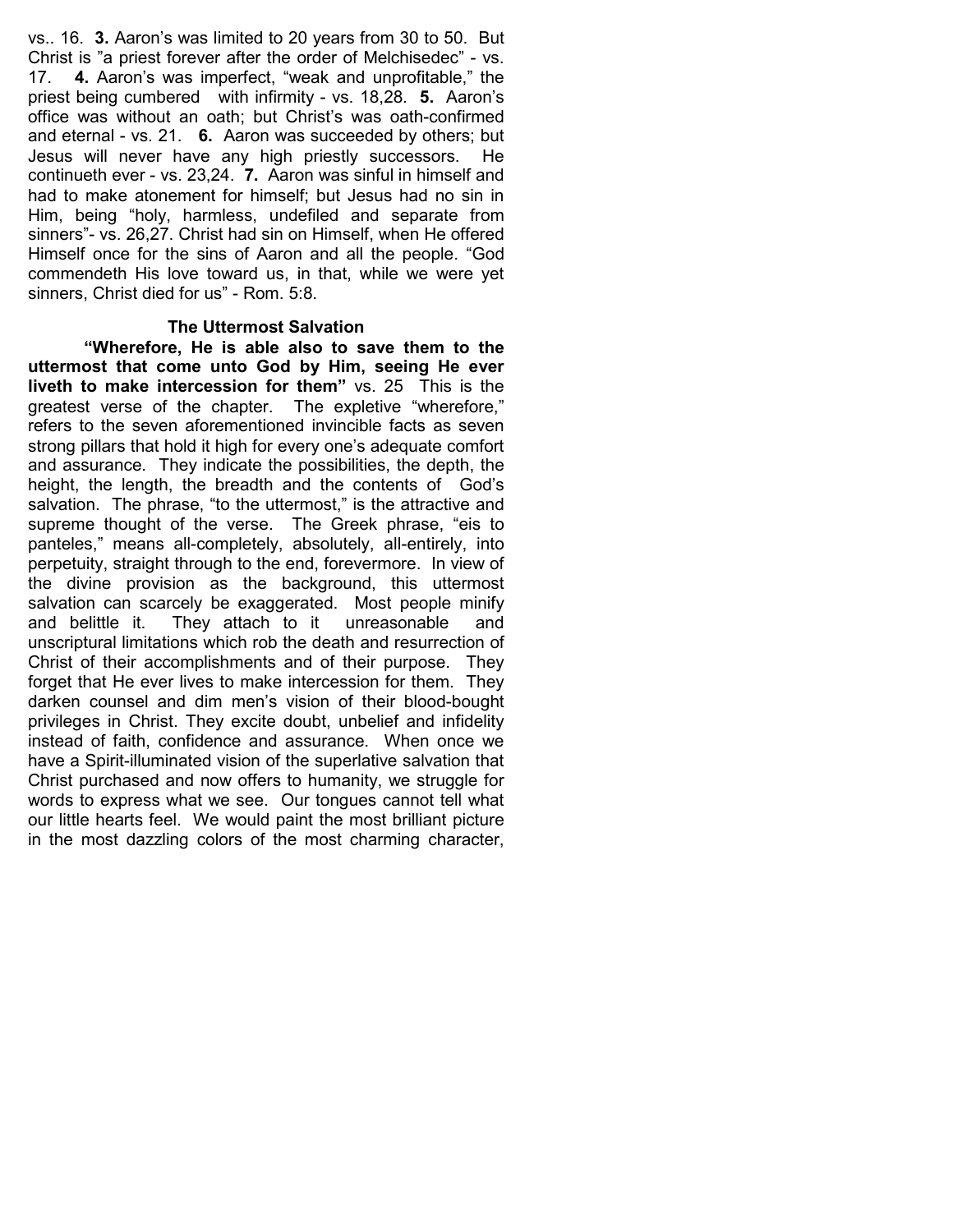vs.. 16. **3.** Aaron's was limited to 20 years from 30 to 50. But Christ is "a priest forever after the order of Melchisedec" - vs. 17. **4.** Aaron's was imperfect, "weak and unprofitable," the priest being cumbered with infirmity - vs. 18,28. **5.** Aaron's office was without an oath; but Christ's was oath-confirmed and eternal - vs. 21. **6.** Aaron was succeeded by others; but Jesus will never have any high priestly successors. He continueth ever - vs. 23,24. **7.** Aaron was sinful in himself and had to make atonement for himself; but Jesus had no sin in Him, being "holy, harmless, undefiled and separate from sinners"- vs. 26,27. Christ had sin on Himself, when He offered Himself once for the sins of Aaron and all the people. "God commendeth His love toward us, in that, while we were yet sinners, Christ died for us" - Rom. 5:8.

### The Uttermost Salvation

**"Wherefore, He is able also to save them to the uttermost that come unto God by Him, seeing He ever liveth to make intercession for them"** vs. 25 This is the greatest verse of the chapter. The expletive "wherefore," refers to the seven aforementioned invincible facts as seven strong pillars that hold it high for every one's adequate comfort and assurance. They indicate the possibilities, the depth, the height, the length, the breadth and the contents of God's salvation. The phrase, "to the uttermost," is the attractive and supreme thought of the verse. The Greek phrase, "eis to panteles," means all-completely, absolutely, all-entirely, into perpetuity, straight through to the end, forevermore. In view of the divine provision as the background, this uttermost salvation can scarcely be exaggerated. Most people minify and belittle it. They attach to it unreasonable and unscriptural limitations which rob the death and resurrection of Christ of their accomplishments and of their purpose. They forget that He ever lives to make intercession for them. They darken counsel and dim men's vision of their blood-bought privileges in Christ. They excite doubt, unbelief and infidelity instead of faith, confidence and assurance. When once we have a Spirit-illuminated vision of the superlative salvation that Christ purchased and now offers to humanity, we struggle for words to express what we see. Our tongues cannot tell what our little hearts feel. We would paint the most brilliant picture in the most dazzling colors of the most charming character,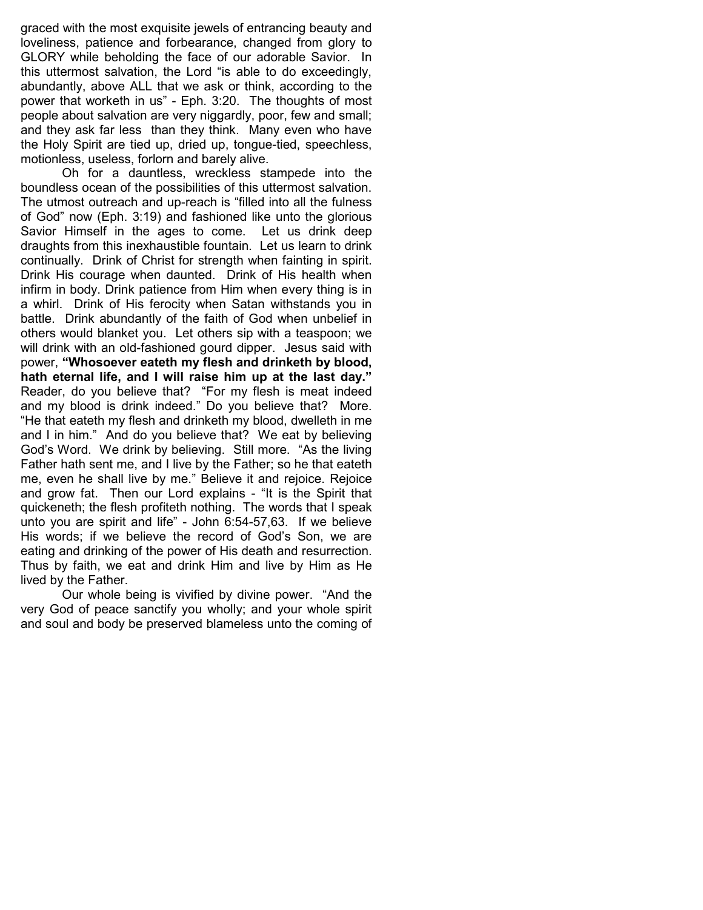graced with the most exquisite jewels of entrancing beauty and loveliness, patience and forbearance, changed from glory to GLORY while beholding the face of our adorable Savior. In this uttermost salvation, the Lord "is able to do exceedingly, abundantly, above ALL that we ask or think, according to the power that worketh in us" - Eph. 3:20. The thoughts of most people about salvation are very niggardly, poor, few and small; and they ask far less than they think. Many even who have the Holy Spirit are tied up, dried up, tongue-tied, speechless, motionless, useless, forlorn and barely alive.

Oh for a dauntless, wreckless stampede into the boundless ocean of the possibilities of this uttermost salvation. The utmost outreach and up-reach is "filled into all the fulness of God" now (Eph. 3:19) and fashioned like unto the glorious Savior Himself in the ages to come. Let us drink deep draughts from this inexhaustible fountain. Let us learn to drink continually. Drink of Christ for strength when fainting in spirit. Drink His courage when daunted. Drink of His health when infirm in body. Drink patience from Him when every thing is in a whirl. Drink of His ferocity when Satan withstands you in battle. Drink abundantly of the faith of God when unbelief in others would blanket you. Let others sip with a teaspoon; we will drink with an old-fashioned gourd dipper. Jesus said with power, **"Whosoever eateth my flesh and drinketh by blood, hath eternal life, and I will raise him up at the last day."** Reader, do you believe that? "For my flesh is meat indeed and my blood is drink indeed." Do you believe that? More. "He that eateth my flesh and drinketh my blood, dwelleth in me and I in him." And do you believe that? We eat by believing God's Word. We drink by believing. Still more. "As the living Father hath sent me, and I live by the Father; so he that eateth me, even he shall live by me." Believe it and rejoice. Rejoice and grow fat. Then our Lord explains - "It is the Spirit that quickeneth; the flesh profiteth nothing. The words that I speak unto you are spirit and life" - John 6:54-57,63. If we believe His words; if we believe the record of God's Son, we are eating and drinking of the power of His death and resurrection. Thus by faith, we eat and drink Him and live by Him as He lived by the Father.

Our whole being is vivified by divine power. "And the very God of peace sanctify you wholly; and your whole spirit and soul and body be preserved blameless unto the coming of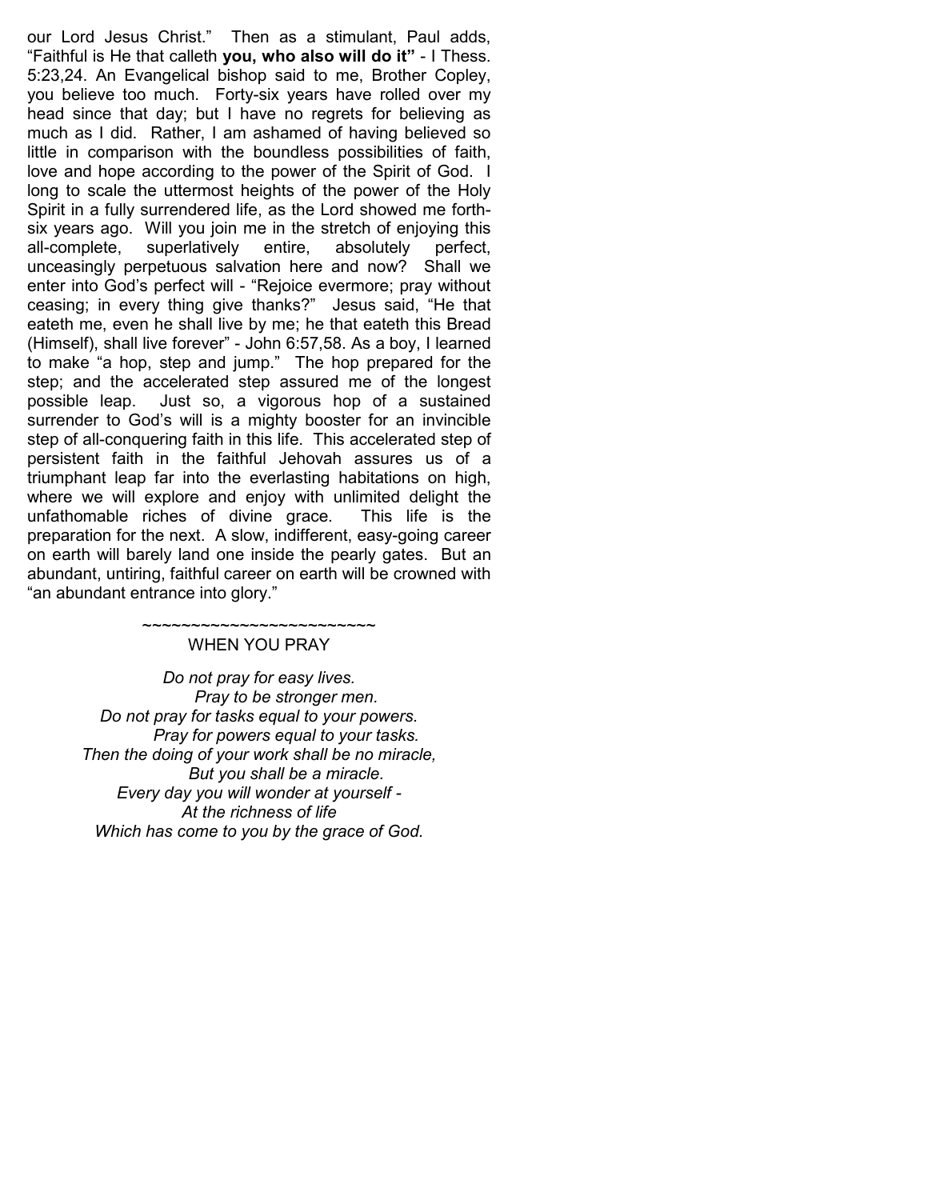our Lord Jesus Christ." Then as a stimulant, Paul adds, "Faithful is He that calleth **you, who also will do it"** - I Thess. 5:23,24. An Evangelical bishop said to me, Brother Copley, you believe too much. Forty-six years have rolled over my head since that day; but I have no regrets for believing as much as I did. Rather, I am ashamed of having believed so little in comparison with the boundless possibilities of faith, love and hope according to the power of the Spirit of God. I long to scale the uttermost heights of the power of the Holy Spirit in a fully surrendered life, as the Lord showed me forth-six years ago. Will you join me in the stretch of enjoying this all-complete, superlatively entire, absolutely perfect, unceasingly perpetuous salvation here and now? Shall we enter into God's perfect will - "Rejoice evermore; pray without ceasing; in every thing give thanks?" Jesus said, "He that eateth me, even he shall live by me; he that eateth this Bread (Himself), shall live forever" - John 6:57,58. As a boy, I learned to make "a hop, step and jump." The hop prepared for the step; and the accelerated step assured me of the longest possible leap. Just so, a vigorous hop of a sustained surrender to God's will is a mighty booster for an invincible step of all-conquering faith in this life. This accelerated step of persistent faith in the faithful Jehovah assures us of a triumphant leap far into the everlasting habitations on high, where we will explore and enjoy with unlimited delight the unfathomable riches of divine grace. This life is the preparation for the next. A slow, indifferent, easy-going career on earth will barely land one inside the pearly gates. But an abundant, untiring, faithful career on earth will be crowned with "an abundant entrance into glory."

~~~~~~~~~~~~~~~~~~~~~~~~

## WHEN YOU PRAY

*Do not pray for easy lives.*
*Pray to be stronger men.*
*Do not pray for tasks equal to your powers.*
*Pray for powers equal to your tasks.*
*Then the doing of your work shall be no miracle,*
*But you shall be a miracle.*
*Every day you will wonder at yourself -*
*At the richness of life*
*Which has come to you by the grace of God.*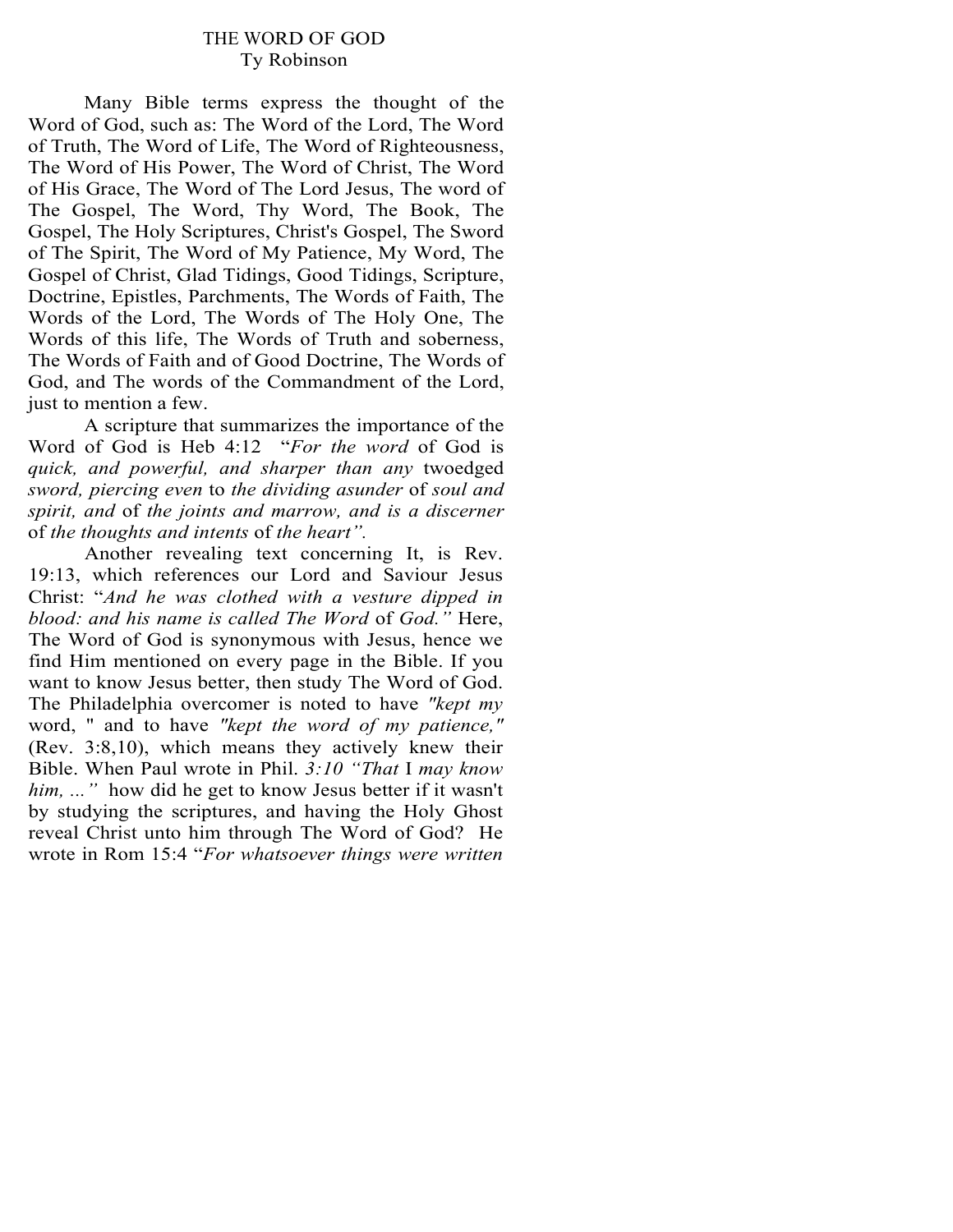# THE WORD OF GOD

Ty Robinson

Many Bible terms express the thought of the Word of God, such as: The Word of the Lord, The Word of Truth, The Word of Life, The Word of Righteousness, The Word of His Power, The Word of Christ, The Word of His Grace, The Word of The Lord Jesus, The word of The Gospel, The Word, Thy Word, The Book, The Gospel, The Holy Scriptures, Christ's Gospel, The Sword of The Spirit, The Word of My Patience, My Word, The Gospel of Christ, Glad Tidings, Good Tidings, Scripture, Doctrine, Epistles, Parchments, The Words of Faith, The Words of the Lord, The Words of The Holy One, The Words of this life, The Words of Truth and soberness, The Words of Faith and of Good Doctrine, The Words of God, and The words of the Commandment of the Lord, just to mention a few.

A scripture that summarizes the importance of the Word of God is Heb 4:12 "*For the word* of God is *quick, and powerful, and sharper than any* twoedged *sword, piercing even* to *the dividing asunder* of *soul and spirit, and* of *the joints and marrow, and is a discerner* of *the thoughts and intents* of *the heart".*

Another revealing text concerning It, is Rev. 19:13, which references our Lord and Saviour Jesus Christ: "*And he was clothed with a vesture dipped in blood: and his name is called The Word* of *God."* Here, The Word of God is synonymous with Jesus, hence we find Him mentioned on every page in the Bible. If you want to know Jesus better, then study The Word of God. The Philadelphia overcomer is noted to have *"kept my* word, " and to have *"kept the word of my patience,"* (Rev. 3:8,10), which means they actively knew their Bible. When Paul wrote in Phil. *3:10 "That* I *may know him, ..."* how did he get to know Jesus better if it wasn't by studying the scriptures, and having the Holy Ghost reveal Christ unto him through The Word of God? He wrote in Rom 15:4 "*For whatsoever things were written*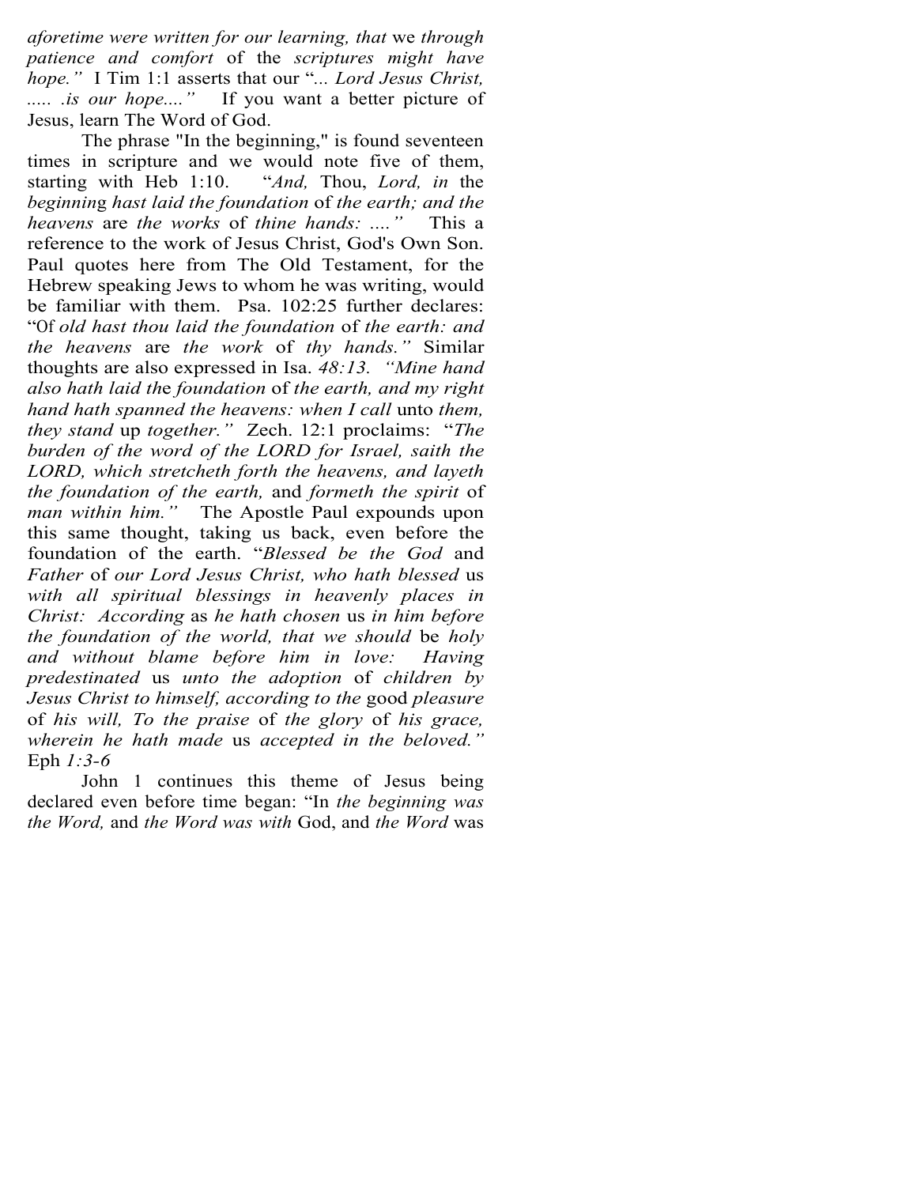*aforetime were written for our learning, that* we *through patience and comfort* of the *scriptures might have hope."* I Tim 1:1 asserts that our "*... Lord Jesus Christ, ..... .is our hope...."* If you want a better picture of Jesus, learn The Word of God.

The phrase "In the beginning," is found seventeen times in scripture and we would note five of them, starting with Heb 1:10. "*And,* Thou, *Lord, in* the *beginning hast laid the foundation* of *the earth; and the heavens* are *the works* of *thine hands: ...."* This a reference to the work of Jesus Christ, God's Own Son. Paul quotes here from The Old Testament, for the Hebrew speaking Jews to whom he was writing, would be familiar with them. Psa. 102:25 further declares: "Of *old hast thou laid the foundation* of *the earth: and the heavens* are *the work* of *thy hands."* Similar thoughts are also expressed in Isa. *48:13. "Mine hand also hath laid the foundation* of *the earth, and my right hand hath spanned the heavens: when I call* unto *them, they stand* up *together."* Zech. 12:1 proclaims: "*The burden of the word of the LORD for Israel, saith the LORD, which stretcheth forth the heavens, and layeth the foundation of the earth,* and *formeth the spirit* of *man within him."* The Apostle Paul expounds upon this same thought, taking us back, even before the foundation of the earth. "*Blessed be the God* and *Father* of *our Lord Jesus Christ, who hath blessed* us *with all spiritual blessings in heavenly places in Christ: According* as *he hath chosen* us *in him before the foundation of the world, that we should* be *holy and without blame before him in love: Having predestinated* us *unto the adoption* of *children by Jesus Christ to himself, according to the* good *pleasure* of *his will, To the praise* of *the glory* of *his grace, wherein he hath made* us *accepted in the beloved."* Eph *1:3-6*

John 1 continues this theme of Jesus being declared even before time began: "In *the beginning was the Word,* and *the Word was with* God, and *the Word* was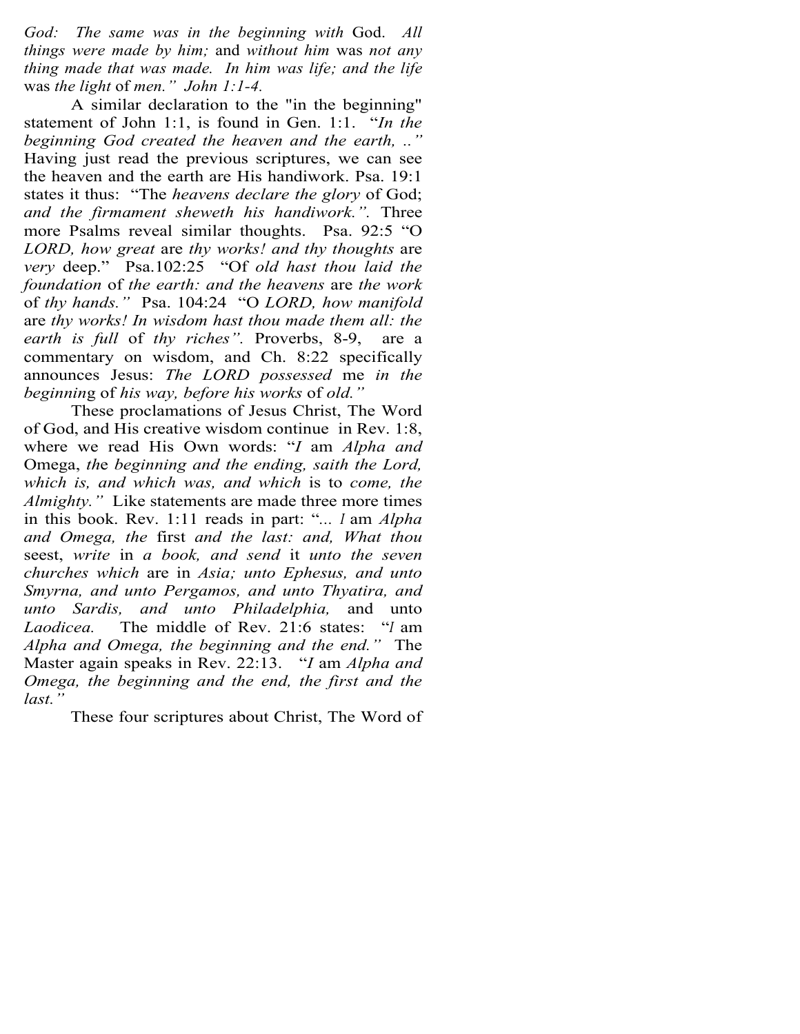*God: The same was in the beginning with* God. *All things were made by him;* and *without him* was *not any thing made that was made. In him was life; and the life* was *the light* of *men." John 1:1-4.*

A similar declaration to the "in the beginning" statement of John 1:1, is found in Gen. 1:1. "*In the beginning God created the heaven and the earth, ..*" Having just read the previous scriptures, we can see the heaven and the earth are His handiwork. Psa. 19:1 states it thus: "The *heavens declare the glory* of God; *and the firmament sheweth his handiwork.".* Three more Psalms reveal similar thoughts. Psa. 92:5 "O *LORD, how great* are *thy works! and thy thoughts* are *very* deep." Psa.102:25 "Of *old hast thou laid the foundation* of *the earth: and the heavens* are *the work* of *thy hands."* Psa. 104:24 "O *LORD, how manifold* are *thy works! In wisdom hast thou made them all: the earth is full* of *thy riches".* Proverbs, 8-9, are a commentary on wisdom, and Ch. 8:22 specifically announces Jesus: *The LORD possessed* me *in the beginnin*g of *his way, before his works* of *old."*

These proclamations of Jesus Christ, The Word of God, and His creative wisdom continue in Rev. 1:8, where we read His Own words: "*I* am *Alpha and* Omega, *th*e *beginning and the ending, saith the Lord, which is, and which was, and which* is to *come, the Almighty."* Like statements are made three more times in this book. Rev. 1:11 reads in part: "*... l* am *Alpha and Omega, the* first *and the last: and, What thou* seest, *write* in *a book, and send* it *unto the seven churches which* are in *Asia; unto Ephesus, and unto Smyrna, and unto Pergamos, and unto Thyatira, and unto Sardis, and unto Philadelphia,* and unto *Laodicea.* The middle of Rev. 21:6 states: "*l* am *Alpha and Omega, the beginning and the end."* The Master again speaks in Rev. 22:13. "*I* am *Alpha and Omega, the beginning and the end, the first and the last."*

These four scriptures about Christ, The Word of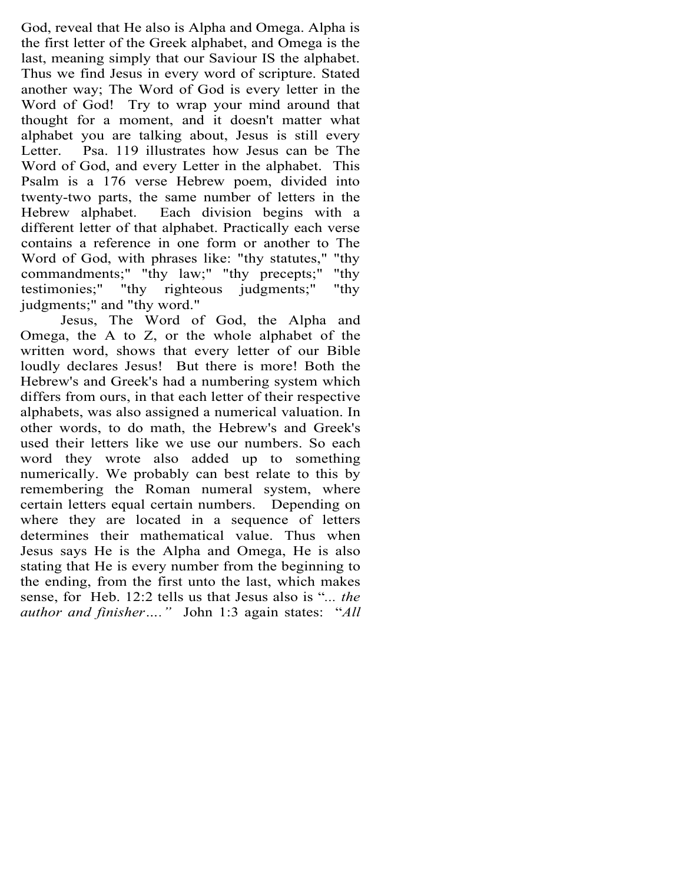God, reveal that He also is Alpha and Omega. Alpha is the first letter of the Greek alphabet, and Omega is the last, meaning simply that our Saviour IS the alphabet. Thus we find Jesus in every word of scripture. Stated another way; The Word of God is every letter in the Word of God! Try to wrap your mind around that thought for a moment, and it doesn't matter what alphabet you are talking about, Jesus is still every Letter. Psa. 119 illustrates how Jesus can be The Word of God, and every Letter in the alphabet. This Psalm is a 176 verse Hebrew poem, divided into twenty-two parts, the same number of letters in the Hebrew alphabet. Each division begins with a different letter of that alphabet. Practically each verse contains a reference in one form or another to The Word of God, with phrases like: "thy statutes," "thy commandments;" "thy law;" "thy precepts;" "thy testimonies;" "thy righteous judgments;" "thy judgments;" and "thy word."

Jesus, The Word of God, the Alpha and Omega, the A to Z, or the whole alphabet of the written word, shows that every letter of our Bible loudly declares Jesus! But there is more! Both the Hebrew's and Greek's had a numbering system which differs from ours, in that each letter of their respective alphabets, was also assigned a numerical valuation. In other words, to do math, the Hebrew's and Greek's used their letters like we use our numbers. So each word they wrote also added up to something numerically. We probably can best relate to this by remembering the Roman numeral system, where certain letters equal certain numbers. Depending on where they are located in a sequence of letters determines their mathematical value. Thus when Jesus says He is the Alpha and Omega, He is also stating that He is every number from the beginning to the ending, from the first unto the last, which makes sense, for Heb. 12:2 tells us that Jesus also is "*... the author and finisher….*" John 1:3 again states: "*All*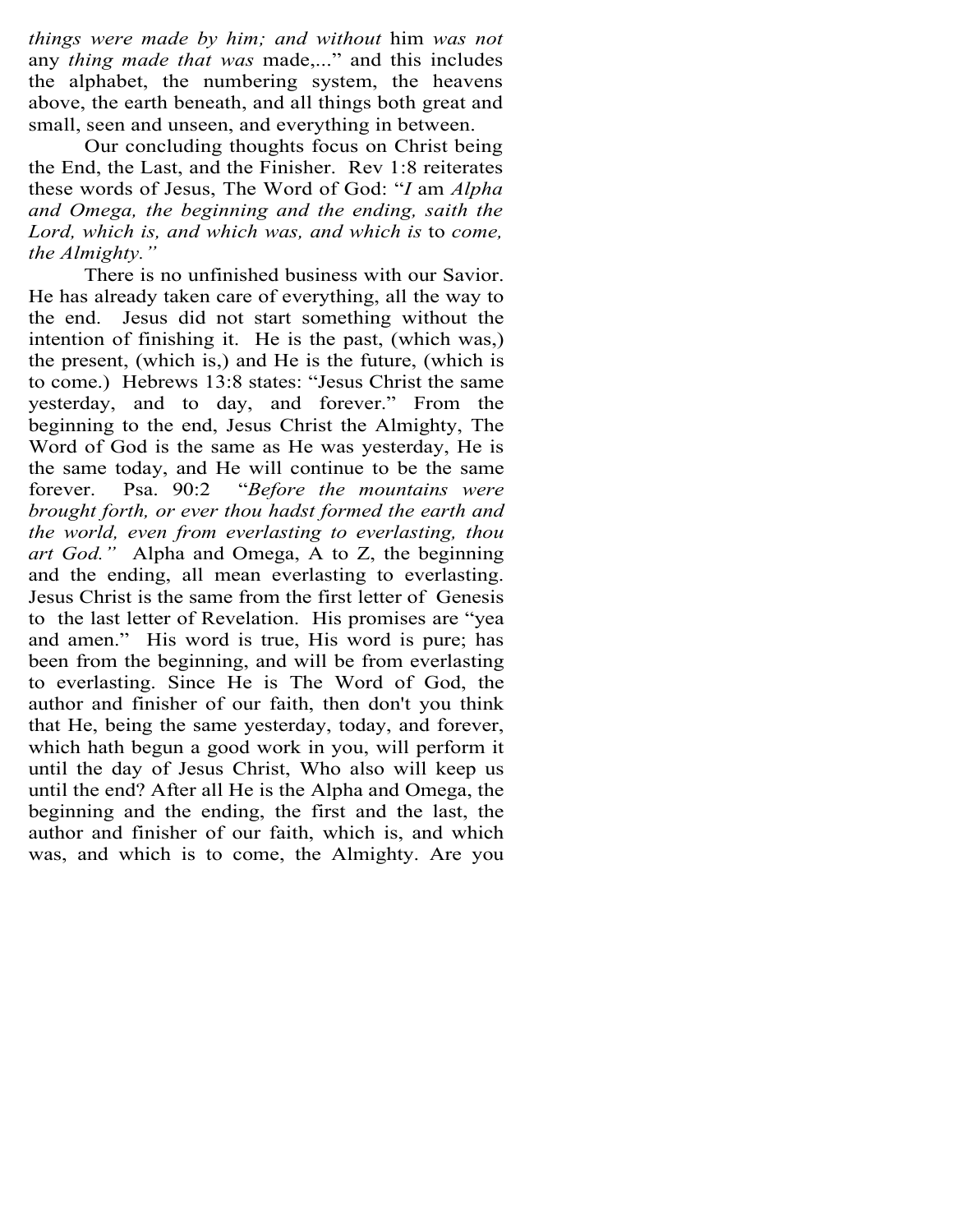*things were made by him; and without* him *was not* any *thing made that was* made,..." and this includes the alphabet, the numbering system, the heavens above, the earth beneath, and all things both great and small, seen and unseen, and everything in between.

Our concluding thoughts focus on Christ being the End, the Last, and the Finisher. Rev 1:8 reiterates these words of Jesus, The Word of God: "*I* am *Alpha and Omega, the beginning and the ending, saith the Lord, which is, and which was, and which is* to *come, the Almighty."*

There is no unfinished business with our Savior. He has already taken care of everything, all the way to the end. Jesus did not start something without the intention of finishing it. He is the past, (which was,) the present, (which is,) and He is the future, (which is to come.) Hebrews 13:8 states: "Jesus Christ the same yesterday, and to day, and forever." From the beginning to the end, Jesus Christ the Almighty, The Word of God is the same as He was yesterday, He is the same today, and He will continue to be the same forever. Psa. 90:2 "*Before the mountains were brought forth, or ever thou hadst formed the earth and the world, even from everlasting to everlasting, thou art God."* Alpha and Omega, A to Z, the beginning and the ending, all mean everlasting to everlasting. Jesus Christ is the same from the first letter of Genesis to the last letter of Revelation. His promises are "yea and amen." His word is true, His word is pure; has been from the beginning, and will be from everlasting to everlasting. Since He is The Word of God, the author and finisher of our faith, then don't you think that He, being the same yesterday, today, and forever, which hath begun a good work in you, will perform it until the day of Jesus Christ, Who also will keep us until the end? After all He is the Alpha and Omega, the beginning and the ending, the first and the last, the author and finisher of our faith, which is, and which was, and which is to come, the Almighty. Are you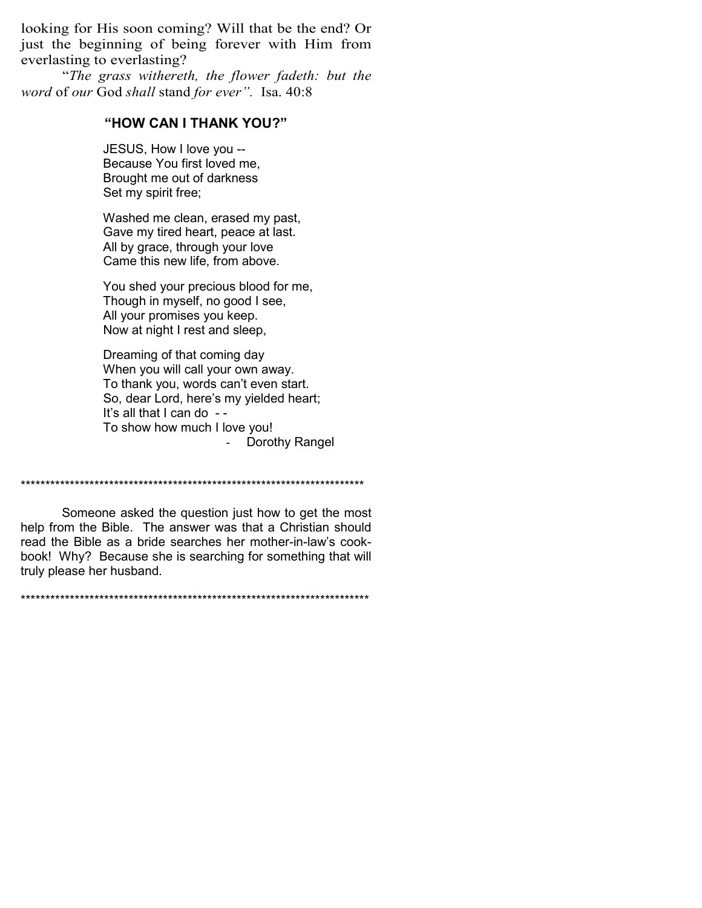looking for His soon coming? Will that be the end? Or just the beginning of being forever with Him from everlasting to everlasting?

"*The grass withereth, the flower fadeth: but the word* of *our* God *shall* stand *for ever".* Isa. 40:8

### **"HOW CAN I THANK YOU?"**

JESUS, How I love you --
Because You first loved me,
Brought me out of darkness
Set my spirit free;

Washed me clean, erased my past,
Gave my tired heart, peace at last.
All by grace, through your love
Came this new life, from above.

You shed your precious blood for me,
Though in myself, no good I see,
All your promises you keep.
Now at night I rest and sleep,

Dreaming of that coming day
When you will call your own away.
To thank you, words can't even start.
So, dear Lord, here's my yielded heart;
It's all that I can do - -
To show how much I love you!

- Dorothy Rangel

************************************************************************

Someone asked the question just how to get the most help from the Bible. The answer was that a Christian should read the Bible as a bride searches her mother-in-law's cook-book! Why? Because she is searching for something that will truly please her husband.

************************************************************************